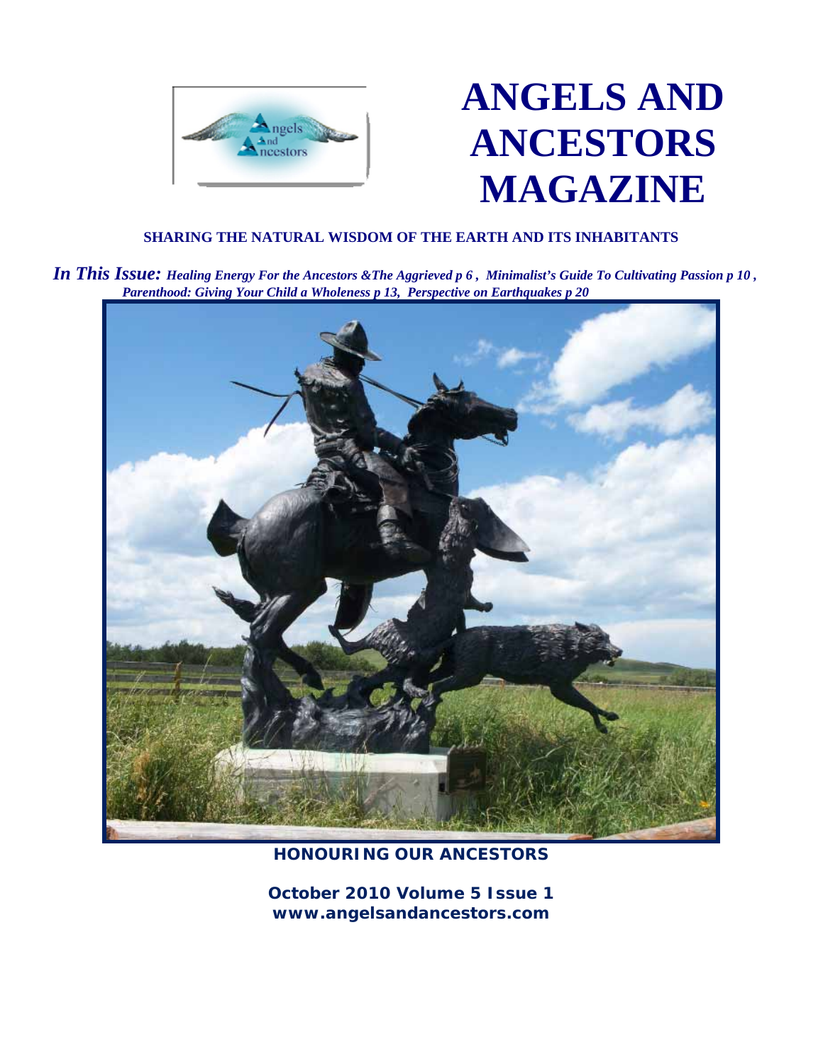# ANGELS AND ANCESTORS MAGAZINE

**SHARING THE NATURAL WISDOM OF THE EARTH AND ITS INHABITANTS**

***In This Issue:*** ***Healing Energy For the Ancestors &The Aggrieved p 6 , Minimalist's Guide To Cultivating Passion p 10 , Parenthood: Giving Your Child a Wholeness p 13, Perspective on Earthquakes p 20***

**HONOURING OUR ANCESTORS**

**October 2010 Volume 5 Issue 1**
**www.angelsandancestors.com**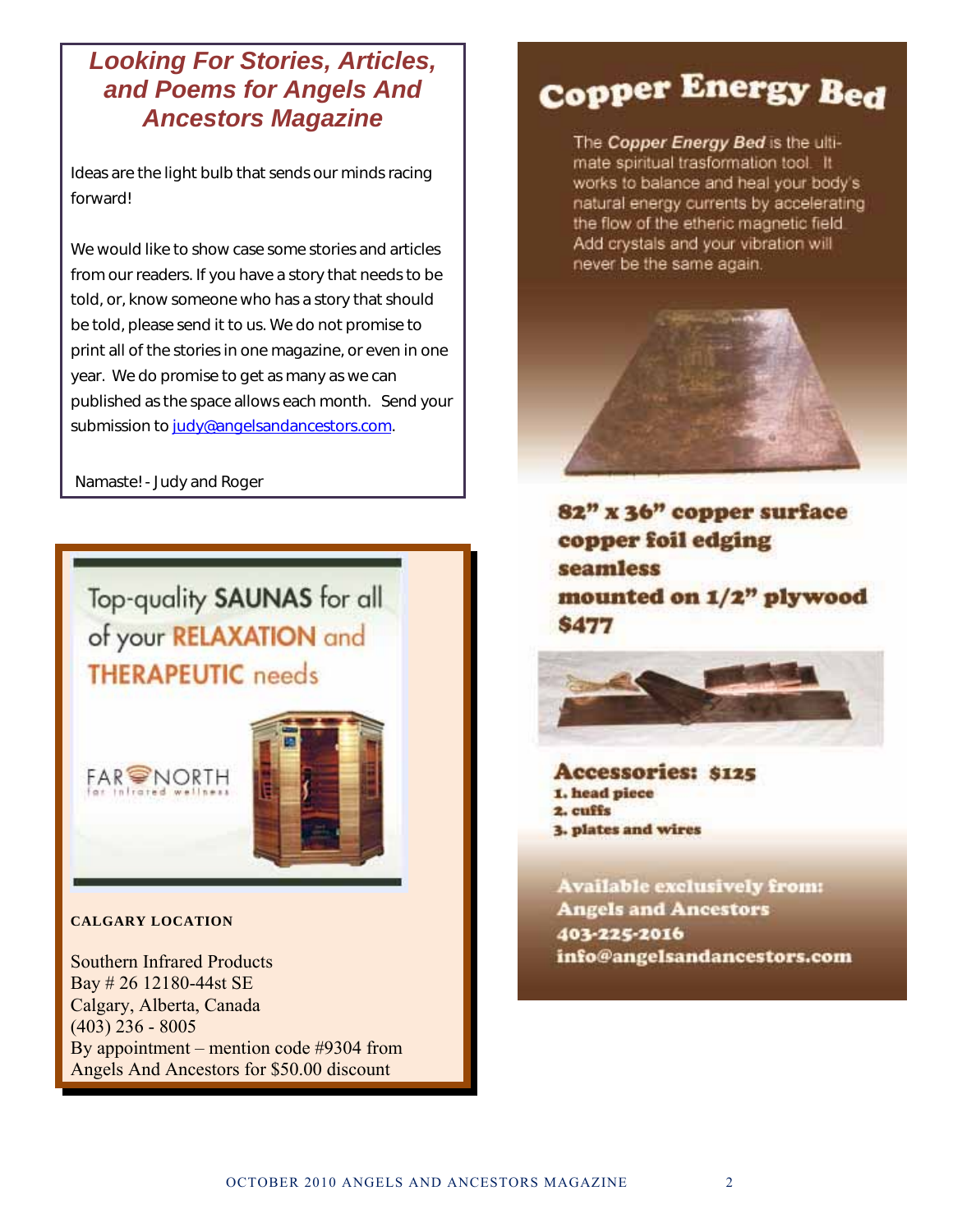## Looking For Stories, Articles, and Poems for Angels And Ancestors Magazine

Ideas are the light bulb that sends our minds racing forward!

We would like to show case some stories and articles from our readers. If you have a story that needs to be told, or, know someone who has a story that should be told, please send it to us. We do not promise to print all of the stories in one magazine, or even in one year. We do promise to get as many as we can published as the space allows each month. Send your submission to judy@angelsandancestors.com.

Namaste! - Judy and Roger

Top-quality **SAUNAS** for all of your **RELAXATION** and **THERAPEUTIC** needs

FAR NORTH for infrared wellness

**CALGARY LOCATION**

Southern Infrared Products
Bay # 26 12180-44st SE
Calgary, Alberta, Canada
(403) 236 - 8005
By appointment – mention code #9304 from Angels And Ancestors for $50.00 discount

# Copper Energy Bed

The ***Copper Energy Bed*** is the ultimate spiritual trasformation tool. It works to balance and heal your body's natural energy currents by accelerating the flow of the etheric magnetic field. Add crystals and your vibration will never be the same again.

**82" x 36" copper surface**
**copper foil edging**
**seamless**
**mounted on 1/2" plywood**
**$477**

**Accessories: $125**
1. **head piece**
2. **cuffs**
3. **plates and wires**

**Available exclusively from:**
**Angels and Ancestors**
**403-225-2016**
**info@angelsandancestors.com**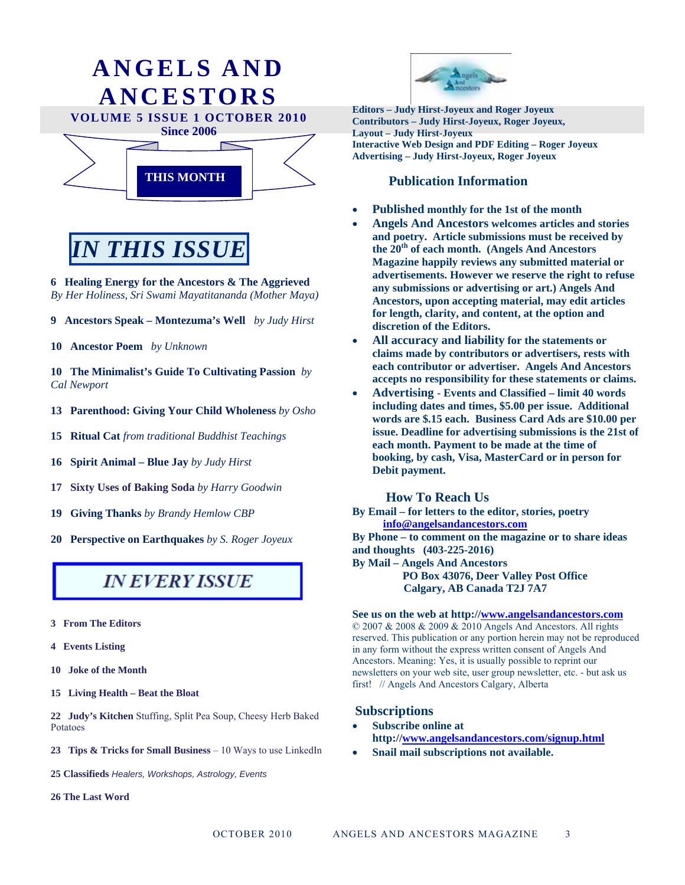# ANGELS AND ANCESTORS

**VOLUME 5 ISSUE 1 OCTOBER 2010**

**Since 2006**

**THIS MONTH**

## *IN THIS ISSUE*

**6 Healing Energy for the Ancestors & The Aggrieved**
*By Her Holiness, Sri Swami Mayatitananda (Mother Maya)*

**9 Ancestors Speak – Montezuma's Well** *by Judy Hirst*

**10 Ancestor Poem** *by Unknown*

**10 The Minimalist's Guide To Cultivating Passion** *by Cal Newport*

**13 Parenthood: Giving Your Child Wholeness** *by Osho*

**15 Ritual Cat** *from traditional Buddhist Teachings*

**16 Spirit Animal – Blue Jay** *by Judy Hirst*

**17 Sixty Uses of Baking Soda** *by Harry Goodwin*

**19 Giving Thanks** *by Brandy Hemlow CBP*

**20 Perspective on Earthquakes** *by S. Roger Joyeux*

## *IN EVERY ISSUE*

**3 From The Editors**

**4 Events Listing**

**10 Joke of the Month**

**15 Living Health – Beat the Bloat**

**22 Judy's Kitchen** Stuffing, Split Pea Soup, Cheesy Herb Baked Potatoes

**23 Tips & Tricks for Small Business** – 10 Ways to use LinkedIn

**25 Classifieds** *Healers, Workshops, Astrology, Events*

**26 The Last Word**

**Editors – Judy Hirst-Joyeux and Roger Joyeux**
**Contributors – Judy Hirst-Joyeux, Roger Joyeux,**
**Layout – Judy Hirst-Joyeux**
**Interactive Web Design and PDF Editing – Roger Joyeux**
**Advertising – Judy Hirst-Joyeux, Roger Joyeux**

### Publication Information

- **Published monthly for the 1st of the month**
- **Angels And Ancestors welcomes articles and stories and poetry. Article submissions must be received by the 20th of each month. (Angels And Ancestors Magazine happily reviews any submitted material or advertisements. However we reserve the right to refuse any submissions or advertising or art.) Angels And Ancestors, upon accepting material, may edit articles for length, clarity, and content, at the option and discretion of the Editors.**
- **All accuracy and liability for the statements or claims made by contributors or advertisers, rests with each contributor or advertiser. Angels And Ancestors accepts no responsibility for these statements or claims.**
- **Advertising - Events and Classified – limit 40 words including dates and times, $5.00 per issue. Additional words are $.15 each. Business Card Ads are $10.00 per issue. Deadline for advertising submissions is the 21st of each month. Payment to be made at the time of booking, by cash, Visa, MasterCard or in person for Debit payment.**

### How To Reach Us

**By Email – for letters to the editor, stories, poetry**
**info@angelsandancestors.com**
**By Phone – to comment on the magazine or to share ideas and thoughts (403-225-2016)**
**By Mail – Angels And Ancestors**
**PO Box 43076, Deer Valley Post Office**
**Calgary, AB Canada T2J 7A7**

**See us on the web at http://www.angelsandancestors.com**
© 2007 & 2008 & 2009 & 2010 Angels And Ancestors. All rights reserved. This publication or any portion herein may not be reproduced in any form without the express written consent of Angels And Ancestors. Meaning: Yes, it is usually possible to reprint our newsletters on your web site, user group newsletter, etc. - but ask us first! // Angels And Ancestors Calgary, Alberta

### Subscriptions

- **Subscribe online at http://www.angelsandancestors.com/signup.html**
- **Snail mail subscriptions not available.**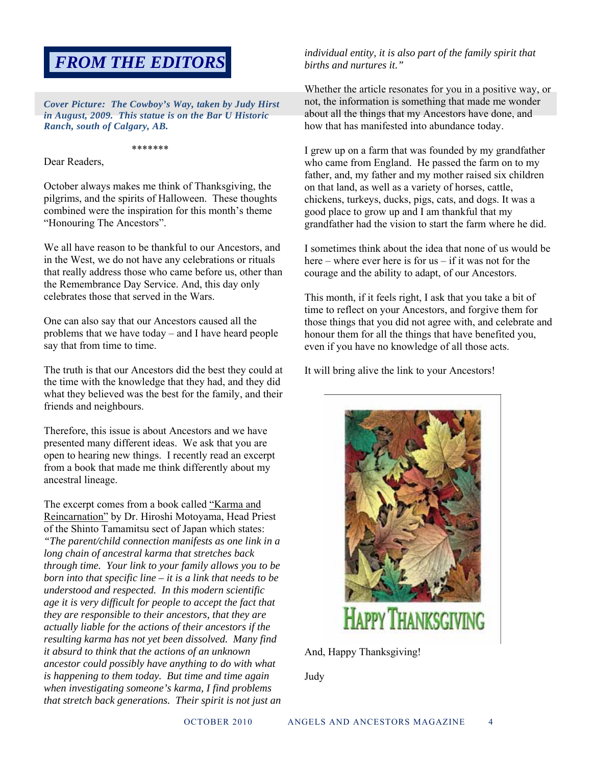# FROM THE EDITORS

***Cover Picture: The Cowboy's Way, taken by Judy Hirst in August, 2009. This statue is on the Bar U Historic Ranch, south of Calgary, AB.***

*******

Dear Readers,

October always makes me think of Thanksgiving, the pilgrims, and the spirits of Halloween. These thoughts combined were the inspiration for this month's theme "Honouring The Ancestors".

We all have reason to be thankful to our Ancestors, and in the West, we do not have any celebrations or rituals that really address those who came before us, other than the Remembrance Day Service. And, this day only celebrates those that served in the Wars.

One can also say that our Ancestors caused all the problems that we have today – and I have heard people say that from time to time.

The truth is that our Ancestors did the best they could at the time with the knowledge that they had, and they did what they believed was the best for the family, and their friends and neighbours.

Therefore, this issue is about Ancestors and we have presented many different ideas. We ask that you are open to hearing new things. I recently read an excerpt from a book that made me think differently about my ancestral lineage.

The excerpt comes from a book called "Karma and Reincarnation" by Dr. Hiroshi Motoyama, Head Priest of the Shinto Tamamitsu sect of Japan which states: *"The parent/child connection manifests as one link in a long chain of ancestral karma that stretches back through time. Your link to your family allows you to be born into that specific line – it is a link that needs to be understood and respected. In this modern scientific age it is very difficult for people to accept the fact that they are responsible to their ancestors, that they are actually liable for the actions of their ancestors if the resulting karma has not yet been dissolved. Many find it absurd to think that the actions of an unknown ancestor could possibly have anything to do with what is happening to them today. But time and time again when investigating someone's karma, I find problems that stretch back generations. Their spirit is not just an individual entity, it is also part of the family spirit that births and nurtures it."*

Whether the article resonates for you in a positive way, or not, the information is something that made me wonder about all the things that my Ancestors have done, and how that has manifested into abundance today.

I grew up on a farm that was founded by my grandfather who came from England. He passed the farm on to my father, and, my father and my mother raised six children on that land, as well as a variety of horses, cattle, chickens, turkeys, ducks, pigs, cats, and dogs. It was a good place to grow up and I am thankful that my grandfather had the vision to start the farm where he did.

I sometimes think about the idea that none of us would be here – where ever here is for us – if it was not for the courage and the ability to adapt, of our Ancestors.

This month, if it feels right, I ask that you take a bit of time to reflect on your Ancestors, and forgive them for those things that you did not agree with, and celebrate and honour them for all the things that have benefited you, even if you have no knowledge of all those acts.

It will bring alive the link to your Ancestors!

HAPPY THANKSGIVING

And, Happy Thanksgiving!

Judy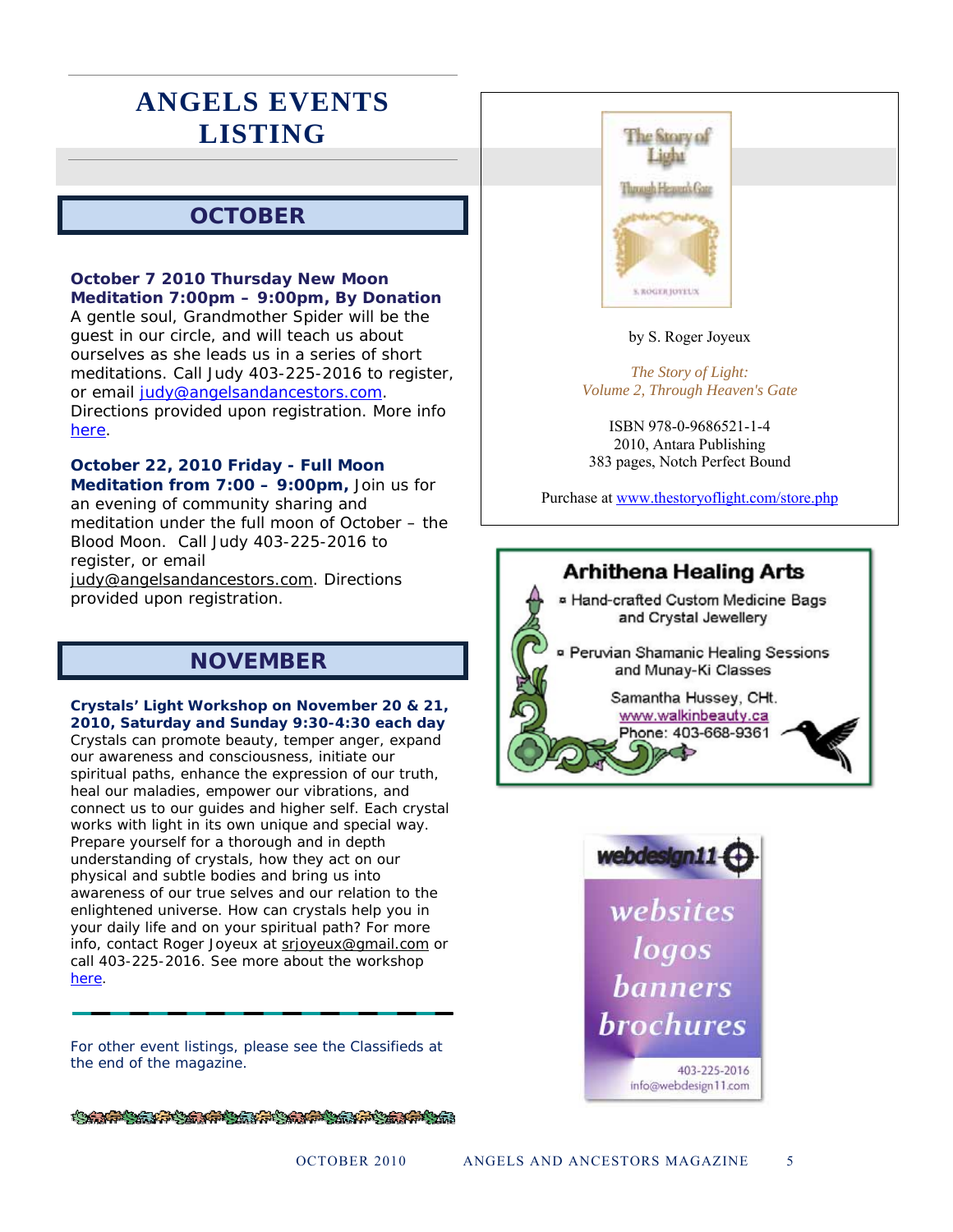# ANGELS EVENTS LISTING

## OCTOBER

**October 7 2010 Thursday New Moon Meditation 7:00pm – 9:00pm, By Donation**
A gentle soul, Grandmother Spider will be the guest in our circle, and will teach us about ourselves as she leads us in a series of short meditations. Call Judy 403-225-2016 to register, or email judy@angelsandancestors.com. Directions provided upon registration. More info here.

**October 22, 2010 Friday - Full Moon Meditation from 7:00 – 9:00pm,** Join us for an evening of community sharing and meditation under the full moon of October – the Blood Moon. Call Judy 403-225-2016 to register, or email judy@angelsandancestors.com. Directions provided upon registration.

## NOVEMBER

**Crystals' Light Workshop on November 20 & 21, 2010, Saturday and Sunday 9:30-4:30 each day**
Crystals can promote beauty, temper anger, expand our awareness and consciousness, initiate our spiritual paths, enhance the expression of our truth, heal our maladies, empower our vibrations, and connect us to our guides and higher self. Each crystal works with light in its own unique and special way. Prepare yourself for a thorough and in depth understanding of crystals, how they act on our physical and subtle bodies and bring us into awareness of our true selves and our relation to the enlightened universe. How can crystals help you in your daily life and on your spiritual path? For more info, contact Roger Joyeux at srjoyeux@gmail.com or call 403-225-2016. See more about the workshop here.

For other event listings, please see the Classifieds at the end of the magazine.

---

The Story of Light

Through Heaven's Gate

S. ROGER JOYEUX

by S. Roger Joyeux

*The Story of Light: Volume 2, Through Heaven's Gate*

ISBN 978-0-9686521-1-4
2010, Antara Publishing
383 pages, Notch Perfect Bound

Purchase at www.thestoryoflight.com/store.php

---

**Arhithena Healing Arts**

- Hand-crafted Custom Medicine Bags and Crystal Jewellery
- Peruvian Shamanic Healing Sessions and Munay-Ki Classes

Samantha Hussey, CHt.
www.walkinbeauty.ca
Phone: 403-668-9361

---

webdesign11

*websites*
*logos*
*banners*
*brochures*

403-225-2016
info@webdesign11.com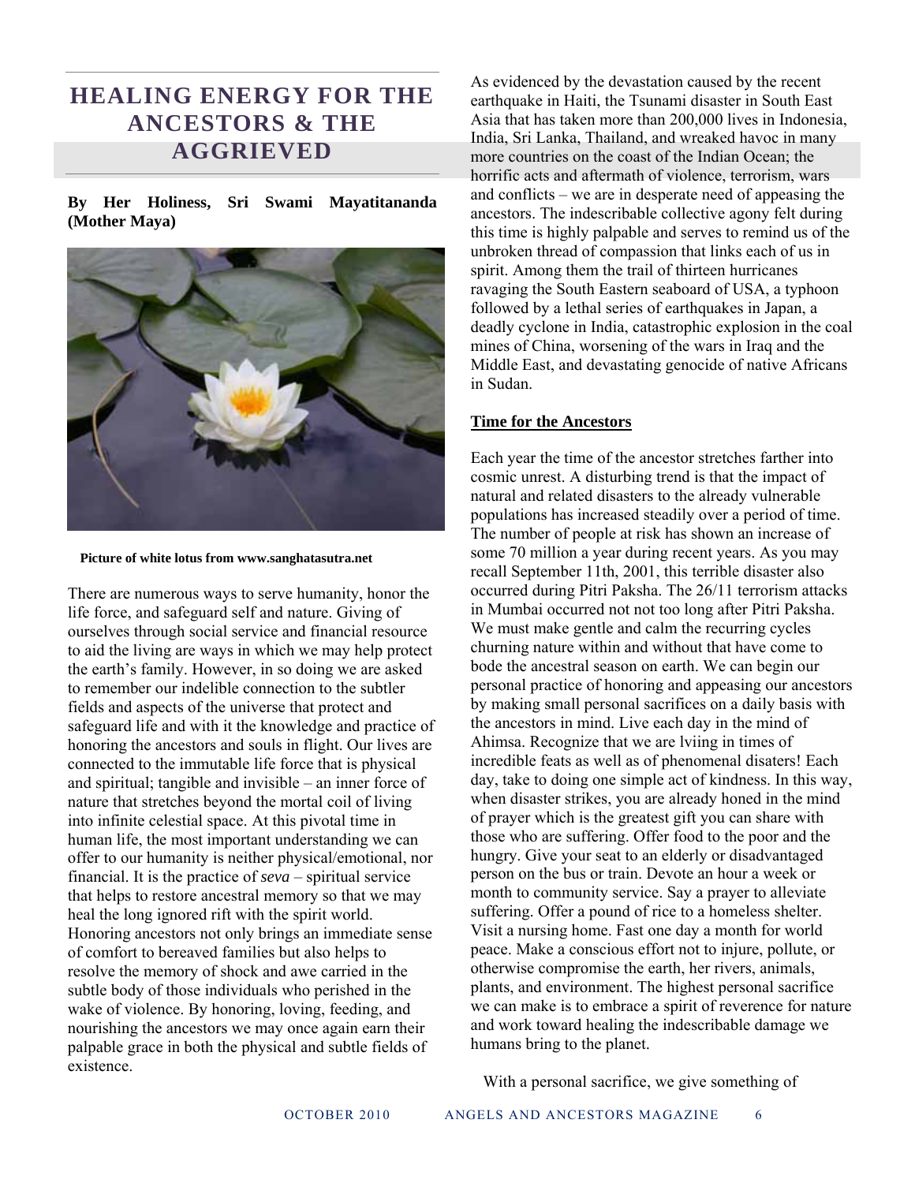# HEALING ENERGY FOR THE ANCESTORS & THE AGGRIEVED

**By Her Holiness, Sri Swami Mayatitananda (Mother Maya)**

**Picture of white lotus from www.sanghatasutra.net**

There are numerous ways to serve humanity, honor the life force, and safeguard self and nature. Giving of ourselves through social service and financial resource to aid the living are ways in which we may help protect the earth's family. However, in so doing we are asked to remember our indelible connection to the subtler fields and aspects of the universe that protect and safeguard life and with it the knowledge and practice of honoring the ancestors and souls in flight. Our lives are connected to the immutable life force that is physical and spiritual; tangible and invisible – an inner force of nature that stretches beyond the mortal coil of living into infinite celestial space. At this pivotal time in human life, the most important understanding we can offer to our humanity is neither physical/emotional, nor financial. It is the practice of *seva* – spiritual service that helps to restore ancestral memory so that we may heal the long ignored rift with the spirit world. Honoring ancestors not only brings an immediate sense of comfort to bereaved families but also helps to resolve the memory of shock and awe carried in the subtle body of those individuals who perished in the wake of violence. By honoring, loving, feeding, and nourishing the ancestors we may once again earn their palpable grace in both the physical and subtle fields of existence.

As evidenced by the devastation caused by the recent earthquake in Haiti, the Tsunami disaster in South East Asia that has taken more than 200,000 lives in Indonesia, India, Sri Lanka, Thailand, and wreaked havoc in many more countries on the coast of the Indian Ocean; the horrific acts and aftermath of violence, terrorism, wars and conflicts – we are in desperate need of appeasing the ancestors. The indescribable collective agony felt during this time is highly palpable and serves to remind us of the unbroken thread of compassion that links each of us in spirit. Among them the trail of thirteen hurricanes ravaging the South Eastern seaboard of USA, a typhoon followed by a lethal series of earthquakes in Japan, a deadly cyclone in India, catastrophic explosion in the coal mines of China, worsening of the wars in Iraq and the Middle East, and devastating genocide of native Africans in Sudan.

## Time for the Ancestors

Each year the time of the ancestor stretches farther into cosmic unrest. A disturbing trend is that the impact of natural and related disasters to the already vulnerable populations has increased steadily over a period of time. The number of people at risk has shown an increase of some 70 million a year during recent years. As you may recall September 11th, 2001, this terrible disaster also occurred during Pitri Paksha. The 26/11 terrorism attacks in Mumbai occurred not not too long after Pitri Paksha. We must make gentle and calm the recurring cycles churning nature within and without that have come to bode the ancestral season on earth. We can begin our personal practice of honoring and appeasing our ancestors by making small personal sacrifices on a daily basis with the ancestors in mind. Live each day in the mind of Ahimsa. Recognize that we are lviing in times of incredible feats as well as of phenomenal disaters! Each day, take to doing one simple act of kindness. In this way, when disaster strikes, you are already honed in the mind of prayer which is the greatest gift you can share with those who are suffering. Offer food to the poor and the hungry. Give your seat to an elderly or disadvantaged person on the bus or train. Devote an hour a week or month to community service. Say a prayer to alleviate suffering. Offer a pound of rice to a homeless shelter. Visit a nursing home. Fast one day a month for world peace. Make a conscious effort not to injure, pollute, or otherwise compromise the earth, her rivers, animals, plants, and environment. The highest personal sacrifice we can make is to embrace a spirit of reverence for nature and work toward healing the indescribable damage we humans bring to the planet.

With a personal sacrifice, we give something of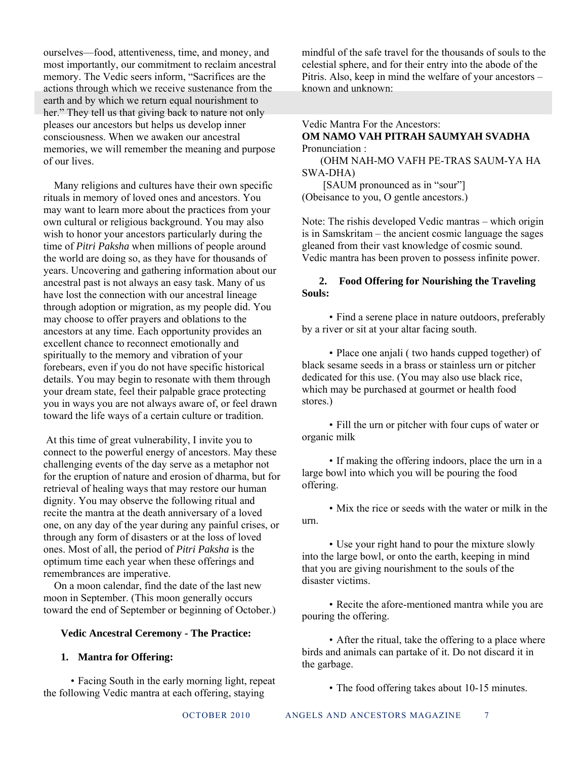ourselves—food, attentiveness, time, and money, and most importantly, our commitment to reclaim ancestral memory. The Vedic seers inform, "Sacrifices are the actions through which we receive sustenance from the earth and by which we return equal nourishment to her." They tell us that giving back to nature not only pleases our ancestors but helps us develop inner consciousness. When we awaken our ancestral memories, we will remember the meaning and purpose of our lives.

Many religions and cultures have their own specific rituals in memory of loved ones and ancestors. You may want to learn more about the practices from your own cultural or religious background. You may also wish to honor your ancestors particularly during the time of *Pitri Paksha* when millions of people around the world are doing so, as they have for thousands of years. Uncovering and gathering information about our ancestral past is not always an easy task. Many of us have lost the connection with our ancestral lineage through adoption or migration, as my people did. You may choose to offer prayers and oblations to the ancestors at any time. Each opportunity provides an excellent chance to reconnect emotionally and spiritually to the memory and vibration of your forebears, even if you do not have specific historical details. You may begin to resonate with them through your dream state, feel their palpable grace protecting you in ways you are not always aware of, or feel drawn toward the life ways of a certain culture or tradition.

At this time of great vulnerability, I invite you to connect to the powerful energy of ancestors. May these challenging events of the day serve as a metaphor not for the eruption of nature and erosion of dharma, but for retrieval of healing ways that may restore our human dignity. You may observe the following ritual and recite the mantra at the death anniversary of a loved one, on any day of the year during any painful crises, or through any form of disasters or at the loss of loved ones. Most of all, the period of *Pitri Paksha* is the optimum time each year when these offerings and remembrances are imperative.

On a moon calendar, find the date of the last new moon in September. (This moon generally occurs toward the end of September or beginning of October.)

**Vedic Ancestral Ceremony - The Practice:**

**1. Mantra for Offering:**

• Facing South in the early morning light, repeat the following Vedic mantra at each offering, staying mindful of the safe travel for the thousands of souls to the celestial sphere, and for their entry into the abode of the Pitris. Also, keep in mind the welfare of your ancestors – known and unknown:

Vedic Mantra For the Ancestors:

**OM NAMO VAH PITRAH SAUMYAH SVADHA**

Pronunciation :

(OHM NAH-MO VAFH PE-TRAS SAUM-YA HA SWA-DHA)

[SAUM pronounced as in "sour"]

(Obeisance to you, O gentle ancestors.)

Note: The rishis developed Vedic mantras – which origin is in Samskritam – the ancient cosmic language the sages gleaned from their vast knowledge of cosmic sound. Vedic mantra has been proven to possess infinite power.

**2. Food Offering for Nourishing the Traveling Souls:**

• Find a serene place in nature outdoors, preferably by a river or sit at your altar facing south.

• Place one anjali ( two hands cupped together) of black sesame seeds in a brass or stainless urn or pitcher dedicated for this use. (You may also use black rice, which may be purchased at gourmet or health food stores.)

• Fill the urn or pitcher with four cups of water or organic milk

• If making the offering indoors, place the urn in a large bowl into which you will be pouring the food offering.

• Mix the rice or seeds with the water or milk in the urn.

• Use your right hand to pour the mixture slowly into the large bowl, or onto the earth, keeping in mind that you are giving nourishment to the souls of the disaster victims.

• Recite the afore-mentioned mantra while you are pouring the offering.

• After the ritual, take the offering to a place where birds and animals can partake of it. Do not discard it in the garbage.

• The food offering takes about 10-15 minutes.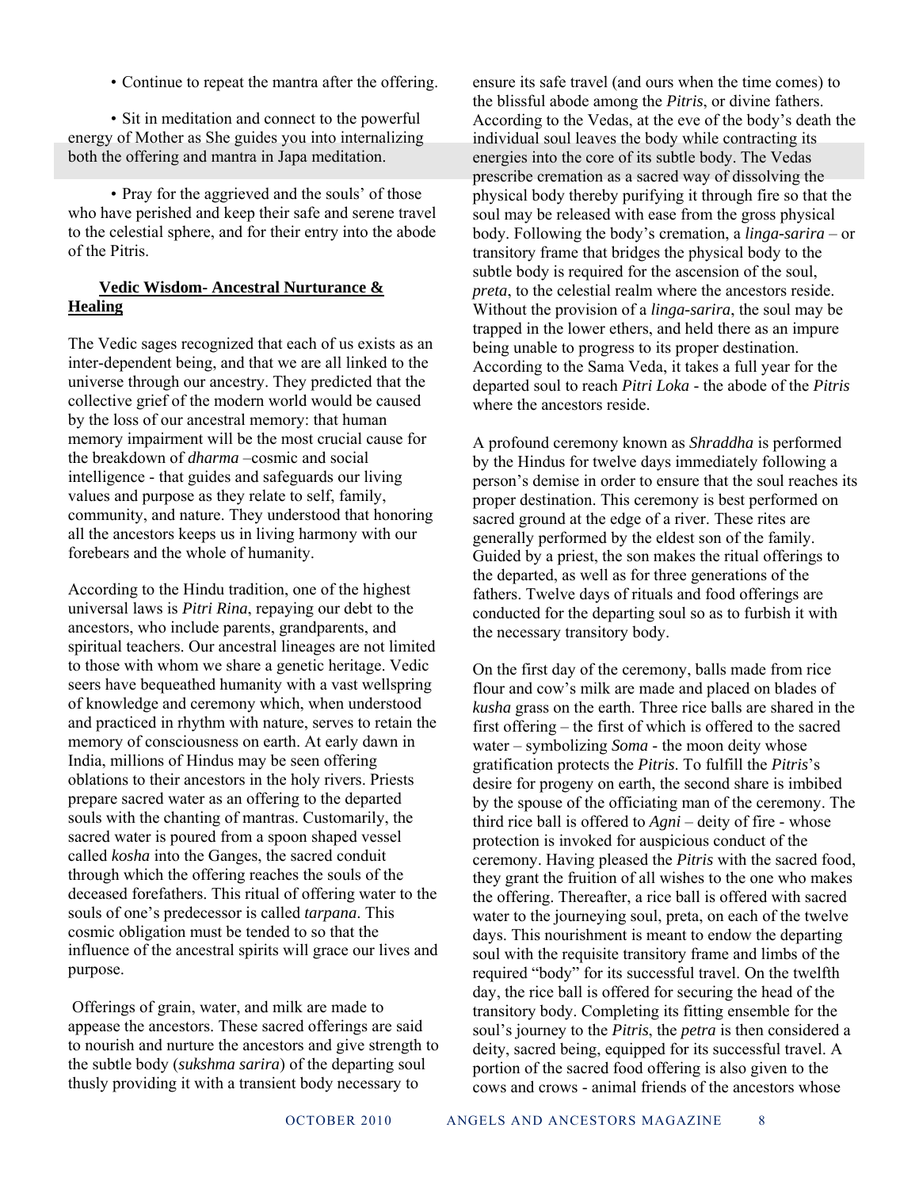• Continue to repeat the mantra after the offering.

• Sit in meditation and connect to the powerful energy of Mother as She guides you into internalizing both the offering and mantra in Japa meditation.

• Pray for the aggrieved and the souls' of those who have perished and keep their safe and serene travel to the celestial sphere, and for their entry into the abode of the Pitris.

## **Vedic Wisdom- Ancestral Nurturance & Healing**

The Vedic sages recognized that each of us exists as an inter-dependent being, and that we are all linked to the universe through our ancestry. They predicted that the collective grief of the modern world would be caused by the loss of our ancestral memory: that human memory impairment will be the most crucial cause for the breakdown of *dharma* –cosmic and social intelligence - that guides and safeguards our living values and purpose as they relate to self, family, community, and nature. They understood that honoring all the ancestors keeps us in living harmony with our forebears and the whole of humanity.

According to the Hindu tradition, one of the highest universal laws is *Pitri Rina*, repaying our debt to the ancestors, who include parents, grandparents, and spiritual teachers. Our ancestral lineages are not limited to those with whom we share a genetic heritage. Vedic seers have bequeathed humanity with a vast wellspring of knowledge and ceremony which, when understood and practiced in rhythm with nature, serves to retain the memory of consciousness on earth. At early dawn in India, millions of Hindus may be seen offering oblations to their ancestors in the holy rivers. Priests prepare sacred water as an offering to the departed souls with the chanting of mantras. Customarily, the sacred water is poured from a spoon shaped vessel called *kosha* into the Ganges, the sacred conduit through which the offering reaches the souls of the deceased forefathers. This ritual of offering water to the souls of one's predecessor is called *tarpana*. This cosmic obligation must be tended to so that the influence of the ancestral spirits will grace our lives and purpose.

Offerings of grain, water, and milk are made to appease the ancestors. These sacred offerings are said to nourish and nurture the ancestors and give strength to the subtle body (*sukshma sarira*) of the departing soul thusly providing it with a transient body necessary to ensure its safe travel (and ours when the time comes) to the blissful abode among the *Pitris*, or divine fathers. According to the Vedas, at the eve of the body's death the individual soul leaves the body while contracting its energies into the core of its subtle body. The Vedas prescribe cremation as a sacred way of dissolving the physical body thereby purifying it through fire so that the soul may be released with ease from the gross physical body. Following the body's cremation, a *linga-sarira* – or transitory frame that bridges the physical body to the subtle body is required for the ascension of the soul, *preta*, to the celestial realm where the ancestors reside. Without the provision of a *linga-sarira*, the soul may be trapped in the lower ethers, and held there as an impure being unable to progress to its proper destination. According to the Sama Veda, it takes a full year for the departed soul to reach *Pitri Loka* - the abode of the *Pitris* where the ancestors reside.

A profound ceremony known as *Shraddha* is performed by the Hindus for twelve days immediately following a person's demise in order to ensure that the soul reaches its proper destination. This ceremony is best performed on sacred ground at the edge of a river. These rites are generally performed by the eldest son of the family. Guided by a priest, the son makes the ritual offerings to the departed, as well as for three generations of the fathers. Twelve days of rituals and food offerings are conducted for the departing soul so as to furbish it with the necessary transitory body.

On the first day of the ceremony, balls made from rice flour and cow's milk are made and placed on blades of *kusha* grass on the earth. Three rice balls are shared in the first offering – the first of which is offered to the sacred water – symbolizing *Soma* - the moon deity whose gratification protects the *Pitris*. To fulfill the *Pitris*'s desire for progeny on earth, the second share is imbibed by the spouse of the officiating man of the ceremony. The third rice ball is offered to *Agni* – deity of fire - whose protection is invoked for auspicious conduct of the ceremony. Having pleased the *Pitris* with the sacred food, they grant the fruition of all wishes to the one who makes the offering. Thereafter, a rice ball is offered with sacred water to the journeying soul, preta, on each of the twelve days. This nourishment is meant to endow the departing soul with the requisite transitory frame and limbs of the required "body" for its successful travel. On the twelfth day, the rice ball is offered for securing the head of the transitory body. Completing its fitting ensemble for the soul's journey to the *Pitris*, the *petra* is then considered a deity, sacred being, equipped for its successful travel. A portion of the sacred food offering is also given to the cows and crows - animal friends of the ancestors whose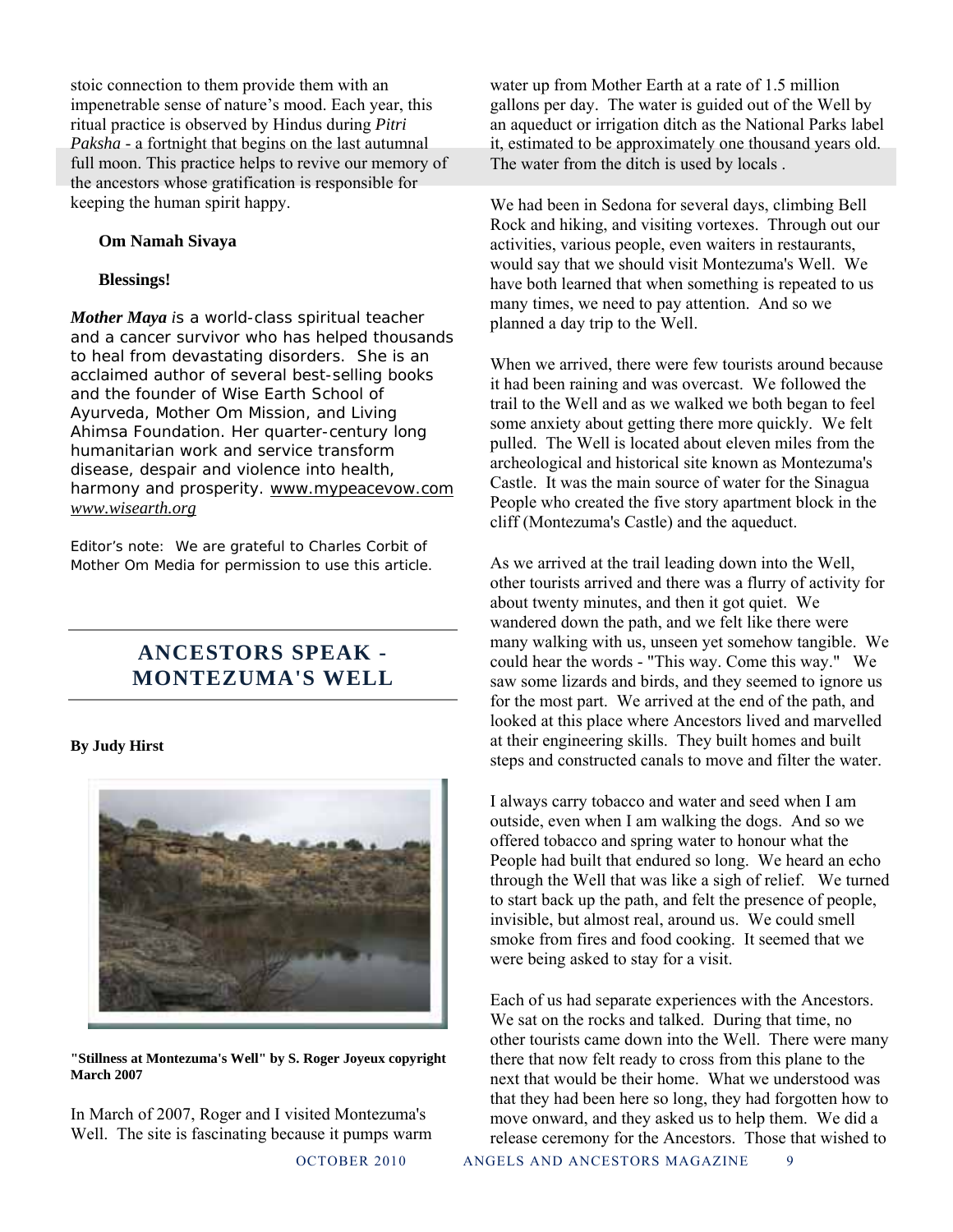stoic connection to them provide them with an impenetrable sense of nature's mood. Each year, this ritual practice is observed by Hindus during *Pitri Paksha* - a fortnight that begins on the last autumnal full moon. This practice helps to revive our memory of the ancestors whose gratification is responsible for keeping the human spirit happy.

**Om Namah Sivaya**

**Blessings!**

***Mother Maya*** *i*s a world-class spiritual teacher and a cancer survivor who has helped thousands to heal from devastating disorders. She is an acclaimed author of several best-selling books and the founder of Wise Earth School of Ayurveda, Mother Om Mission, and Living Ahimsa Foundation. Her quarter-century long humanitarian work and service transform disease, despair and violence into health, harmony and prosperity. www.mypeacevow.com *www.wisearth.org*

Editor's note: We are grateful to Charles Corbit of Mother Om Media for permission to use this article.

## ANCESTORS SPEAK - MONTEZUMA'S WELL

**By Judy Hirst**

**"Stillness at Montezuma's Well" by S. Roger Joyeux copyright March 2007**

In March of 2007, Roger and I visited Montezuma's Well. The site is fascinating because it pumps warm water up from Mother Earth at a rate of 1.5 million gallons per day. The water is guided out of the Well by an aqueduct or irrigation ditch as the National Parks label it, estimated to be approximately one thousand years old. The water from the ditch is used by locals .

We had been in Sedona for several days, climbing Bell Rock and hiking, and visiting vortexes. Through out our activities, various people, even waiters in restaurants, would say that we should visit Montezuma's Well. We have both learned that when something is repeated to us many times, we need to pay attention. And so we planned a day trip to the Well.

When we arrived, there were few tourists around because it had been raining and was overcast. We followed the trail to the Well and as we walked we both began to feel some anxiety about getting there more quickly. We felt pulled. The Well is located about eleven miles from the archeological and historical site known as Montezuma's Castle. It was the main source of water for the Sinagua People who created the five story apartment block in the cliff (Montezuma's Castle) and the aqueduct.

As we arrived at the trail leading down into the Well, other tourists arrived and there was a flurry of activity for about twenty minutes, and then it got quiet. We wandered down the path, and we felt like there were many walking with us, unseen yet somehow tangible. We could hear the words - "This way. Come this way." We saw some lizards and birds, and they seemed to ignore us for the most part. We arrived at the end of the path, and looked at this place where Ancestors lived and marvelled at their engineering skills. They built homes and built steps and constructed canals to move and filter the water.

I always carry tobacco and water and seed when I am outside, even when I am walking the dogs. And so we offered tobacco and spring water to honour what the People had built that endured so long. We heard an echo through the Well that was like a sigh of relief. We turned to start back up the path, and felt the presence of people, invisible, but almost real, around us. We could smell smoke from fires and food cooking. It seemed that we were being asked to stay for a visit.

Each of us had separate experiences with the Ancestors. We sat on the rocks and talked. During that time, no other tourists came down into the Well. There were many there that now felt ready to cross from this plane to the next that would be their home. What we understood was that they had been here so long, they had forgotten how to move onward, and they asked us to help them. We did a release ceremony for the Ancestors. Those that wished to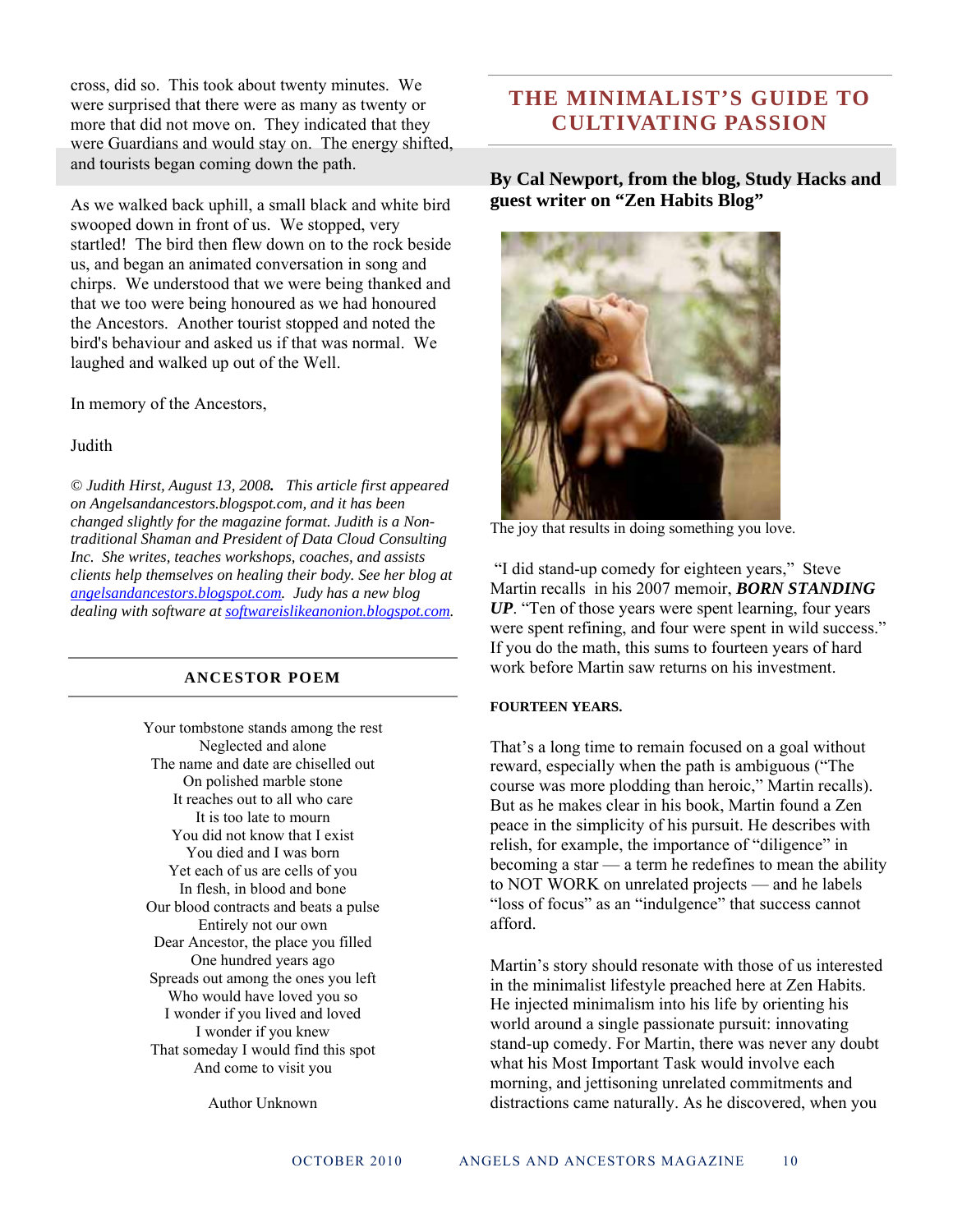cross, did so. This took about twenty minutes. We were surprised that there were as many as twenty or more that did not move on. They indicated that they were Guardians and would stay on. The energy shifted, and tourists began coming down the path.

As we walked back uphill, a small black and white bird swooped down in front of us. We stopped, very startled! The bird then flew down on to the rock beside us, and began an animated conversation in song and chirps. We understood that we were being thanked and that we too were being honoured as we had honoured the Ancestors. Another tourist stopped and noted the bird's behaviour and asked us if that was normal. We laughed and walked up out of the Well.

In memory of the Ancestors,

Judith

*© Judith Hirst, August 13, 2008. This article first appeared on Angelsandancestors.blogspot.com, and it has been changed slightly for the magazine format. Judith is a Non-traditional Shaman and President of Data Cloud Consulting Inc. She writes, teaches workshops, coaches, and assists clients help themselves on healing their body. See her blog at [angelsandancestors.blogspot.com](angelsandancestors.blogspot.com). Judy has a new blog dealing with software at [softwareislikeanonion.blogspot.com](softwareislikeanonion.blogspot.com).*

## ANCESTOR POEM

Your tombstone stands among the rest
Neglected and alone
The name and date are chiselled out
On polished marble stone
It reaches out to all who care
It is too late to mourn
You did not know that I exist
You died and I was born
Yet each of us are cells of you
In flesh, in blood and bone
Our blood contracts and beats a pulse
Entirely not our own
Dear Ancestor, the place you filled
One hundred years ago
Spreads out among the ones you left
Who would have loved you so
I wonder if you lived and loved
I wonder if you knew
That someday I would find this spot
And come to visit you

Author Unknown

## THE MINIMALIST'S GUIDE TO CULTIVATING PASSION

**By Cal Newport, from the blog, Study Hacks and guest writer on "Zen Habits Blog"**

The joy that results in doing something you love.

"I did stand-up comedy for eighteen years," Steve Martin recalls in his 2007 memoir, ***BORN STANDING UP***. "Ten of those years were spent learning, four years were spent refining, and four were spent in wild success." If you do the math, this sums to fourteen years of hard work before Martin saw returns on his investment.

**FOURTEEN YEARS.**

That's a long time to remain focused on a goal without reward, especially when the path is ambiguous ("The course was more plodding than heroic," Martin recalls). But as he makes clear in his book, Martin found a Zen peace in the simplicity of his pursuit. He describes with relish, for example, the importance of "diligence" in becoming a star — a term he redefines to mean the ability to NOT WORK on unrelated projects — and he labels "loss of focus" as an "indulgence" that success cannot afford.

Martin's story should resonate with those of us interested in the minimalist lifestyle preached here at Zen Habits. He injected minimalism into his life by orienting his world around a single passionate pursuit: innovating stand-up comedy. For Martin, there was never any doubt what his Most Important Task would involve each morning, and jettisoning unrelated commitments and distractions came naturally. As he discovered, when you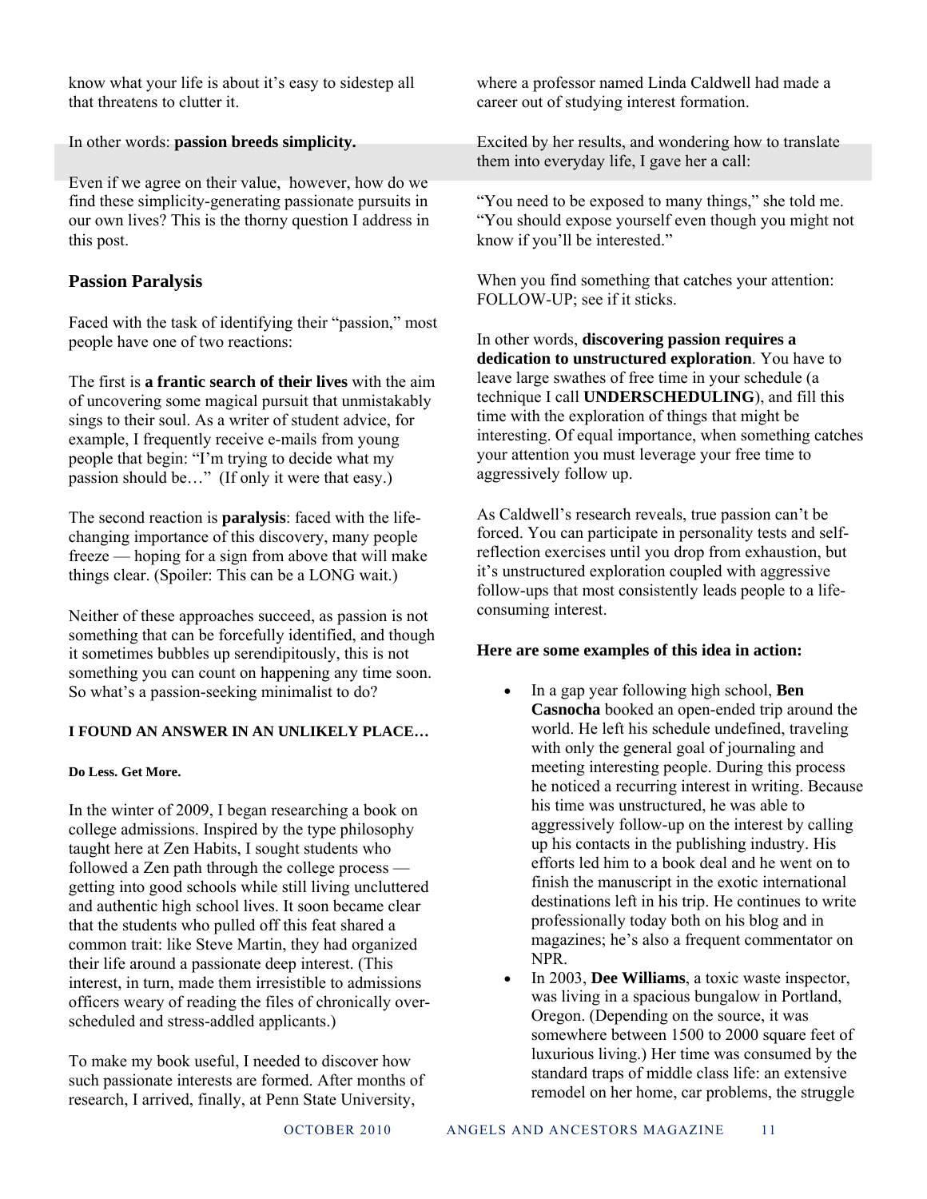know what your life is about it's easy to sidestep all that threatens to clutter it.

In other words: **passion breeds simplicity.**

Even if we agree on their value, however, how do we find these simplicity-generating passionate pursuits in our own lives? This is the thorny question I address in this post.

## Passion Paralysis

Faced with the task of identifying their "passion," most people have one of two reactions:

The first is **a frantic search of their lives** with the aim of uncovering some magical pursuit that unmistakably sings to their soul. As a writer of student advice, for example, I frequently receive e-mails from young people that begin: "I'm trying to decide what my passion should be…" (If only it were that easy.)

The second reaction is **paralysis**: faced with the life-changing importance of this discovery, many people freeze — hoping for a sign from above that will make things clear. (Spoiler: This can be a LONG wait.)

Neither of these approaches succeed, as passion is not something that can be forcefully identified, and though it sometimes bubbles up serendipitously, this is not something you can count on happening any time soon. So what's a passion-seeking minimalist to do?

#### I FOUND AN ANSWER IN AN UNLIKELY PLACE…

##### Do Less. Get More.

In the winter of 2009, I began researching a book on college admissions. Inspired by the type philosophy taught here at Zen Habits, I sought students who followed a Zen path through the college process — getting into good schools while still living uncluttered and authentic high school lives. It soon became clear that the students who pulled off this feat shared a common trait: like Steve Martin, they had organized their life around a passionate deep interest. (This interest, in turn, made them irresistible to admissions officers weary of reading the files of chronically over-scheduled and stress-addled applicants.)

To make my book useful, I needed to discover how such passionate interests are formed. After months of research, I arrived, finally, at Penn State University, where a professor named Linda Caldwell had made a career out of studying interest formation.

Excited by her results, and wondering how to translate them into everyday life, I gave her a call:

"You need to be exposed to many things," she told me. "You should expose yourself even though you might not know if you'll be interested."

When you find something that catches your attention: FOLLOW-UP; see if it sticks.

In other words, **discovering passion requires a dedication to unstructured exploration**. You have to leave large swathes of free time in your schedule (a technique I call **UNDERSCHEDULING**), and fill this time with the exploration of things that might be interesting. Of equal importance, when something catches your attention you must leverage your free time to aggressively follow up.

As Caldwell's research reveals, true passion can't be forced. You can participate in personality tests and self-reflection exercises until you drop from exhaustion, but it's unstructured exploration coupled with aggressive follow-ups that most consistently leads people to a life-consuming interest.

**Here are some examples of this idea in action:**

- In a gap year following high school, **Ben Casnocha** booked an open-ended trip around the world. He left his schedule undefined, traveling with only the general goal of journaling and meeting interesting people. During this process he noticed a recurring interest in writing. Because his time was unstructured, he was able to aggressively follow-up on the interest by calling up his contacts in the publishing industry. His efforts led him to a book deal and he went on to finish the manuscript in the exotic international destinations left in his trip. He continues to write professionally today both on his blog and in magazines; he's also a frequent commentator on NPR.
- In 2003, **Dee Williams**, a toxic waste inspector, was living in a spacious bungalow in Portland, Oregon. (Depending on the source, it was somewhere between 1500 to 2000 square feet of luxurious living.) Her time was consumed by the standard traps of middle class life: an extensive remodel on her home, car problems, the struggle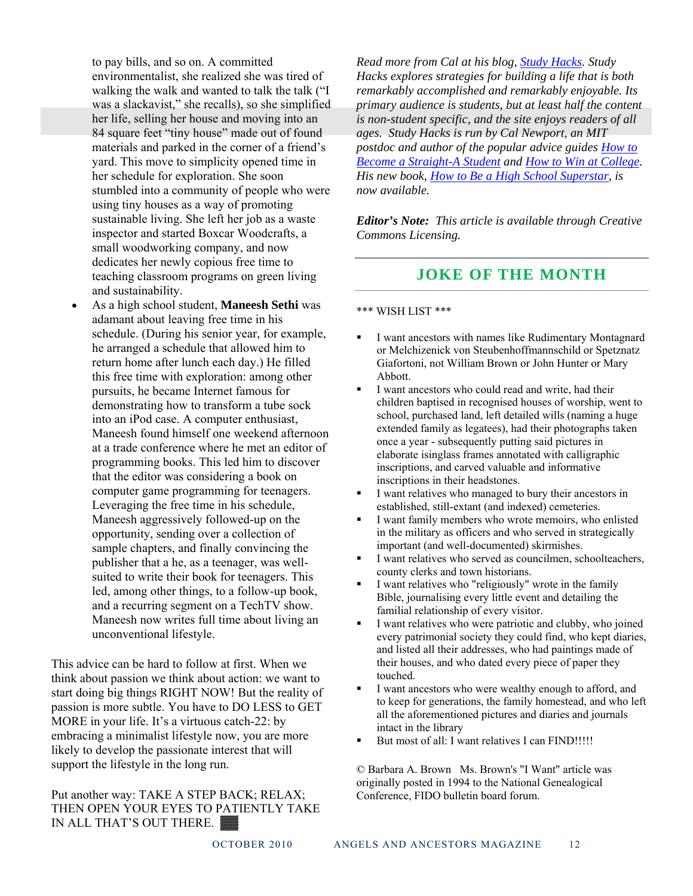to pay bills, and so on. A committed environmentalist, she realized she was tired of walking the walk and wanted to talk the talk ("I was a slackavist," she recalls), so she simplified her life, selling her house and moving into an 84 square feet "tiny house" made out of found materials and parked in the corner of a friend's yard. This move to simplicity opened time in her schedule for exploration. She soon stumbled into a community of people who were using tiny houses as a way of promoting sustainable living. She left her job as a waste inspector and started Boxcar Woodcrafts, a small woodworking company, and now dedicates her newly copious free time to teaching classroom programs on green living and sustainability.

- As a high school student, **Maneesh Sethi** was adamant about leaving free time in his schedule. (During his senior year, for example, he arranged a schedule that allowed him to return home after lunch each day.) He filled this free time with exploration: among other pursuits, he became Internet famous for demonstrating how to transform a tube sock into an iPod case. A computer enthusiast, Maneesh found himself one weekend afternoon at a trade conference where he met an editor of programming books. This led him to discover that the editor was considering a book on computer game programming for teenagers. Leveraging the free time in his schedule, Maneesh aggressively followed-up on the opportunity, sending over a collection of sample chapters, and finally convincing the publisher that a he, as a teenager, was well-suited to write their book for teenagers. This led, among other things, to a follow-up book, and a recurring segment on a TechTV show. Maneesh now writes full time about living an unconventional lifestyle.

This advice can be hard to follow at first. When we think about passion we think about action: we want to start doing big things RIGHT NOW! But the reality of passion is more subtle. You have to DO LESS to GET MORE in your life. It's a virtuous catch-22: by embracing a minimalist lifestyle now, you are more likely to develop the passionate interest that will support the lifestyle in the long run.

Put another way: TAKE A STEP BACK; RELAX; THEN OPEN YOUR EYES TO PATIENTLY TAKE IN ALL THAT'S OUT THERE. ▓

*Read more from Cal at his blog, Study Hacks. Study Hacks explores strategies for building a life that is both remarkably accomplished and remarkably enjoyable. Its primary audience is students, but at least half the content is non-student specific, and the site enjoys readers of all ages. Study Hacks is run by Cal Newport, an MIT postdoc and author of the popular advice guides How to Become a Straight-A Student and How to Win at College. His new book, How to Be a High School Superstar, is now available.*

***Editor's Note:*** *This article is available through Creative Commons Licensing.*

## JOKE OF THE MONTH

*** WISH LIST ***

- I want ancestors with names like Rudimentary Montagnard or Melchizenick von Steubenhoffmannschild or Spetznatz Giafortoni, not William Brown or John Hunter or Mary Abbott.
- I want ancestors who could read and write, had their children baptised in recognised houses of worship, went to school, purchased land, left detailed wills (naming a huge extended family as legatees), had their photographs taken once a year - subsequently putting said pictures in elaborate isinglass frames annotated with calligraphic inscriptions, and carved valuable and informative inscriptions in their headstones.
- I want relatives who managed to bury their ancestors in established, still-extant (and indexed) cemeteries.
- I want family members who wrote memoirs, who enlisted in the military as officers and who served in strategically important (and well-documented) skirmishes.
- I want relatives who served as councilmen, schoolteachers, county clerks and town historians.
- I want relatives who "religiously" wrote in the family Bible, journalising every little event and detailing the familial relationship of every visitor.
- I want relatives who were patriotic and clubby, who joined every patrimonial society they could find, who kept diaries, and listed all their addresses, who had paintings made of their houses, and who dated every piece of paper they touched.
- I want ancestors who were wealthy enough to afford, and to keep for generations, the family homestead, and who left all the aforementioned pictures and diaries and journals intact in the library
- But most of all: I want relatives I can FIND!!!!!

© Barbara A. Brown Ms. Brown's "I Want" article was originally posted in 1994 to the National Genealogical Conference, FIDO bulletin board forum.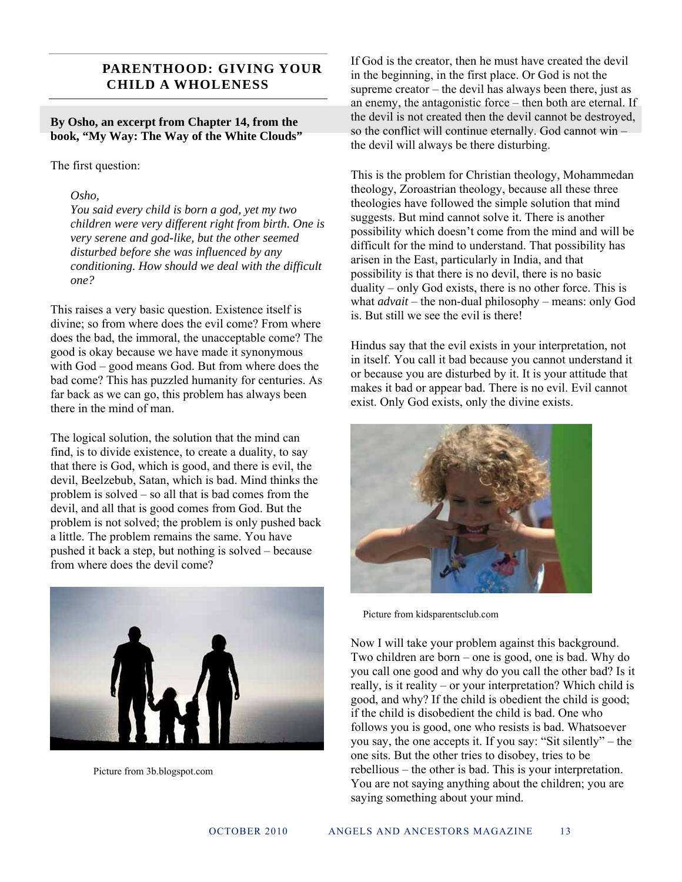## PARENTHOOD: GIVING YOUR CHILD A WHOLENESS

**By Osho, an excerpt from Chapter 14, from the book, "My Way: The Way of the White Clouds"**

The first question:

> *Osho,*
> *You said every child is born a god, yet my two children were very different right from birth. One is very serene and god-like, but the other seemed disturbed before she was influenced by any conditioning. How should we deal with the difficult one?*

This raises a very basic question. Existence itself is divine; so from where does the evil come? From where does the bad, the immoral, the unacceptable come? The good is okay because we have made it synonymous with God – good means God. But from where does the bad come? This has puzzled humanity for centuries. As far back as we can go, this problem has always been there in the mind of man.

The logical solution, the solution that the mind can find, is to divide existence, to create a duality, to say that there is God, which is good, and there is evil, the devil, Beelzebub, Satan, which is bad. Mind thinks the problem is solved – so all that is bad comes from the devil, and all that is good comes from God. But the problem is not solved; the problem is only pushed back a little. The problem remains the same. You have pushed it back a step, but nothing is solved – because from where does the devil come?

Picture from 3b.blogspot.com

If God is the creator, then he must have created the devil in the beginning, in the first place. Or God is not the supreme creator – the devil has always been there, just as an enemy, the antagonistic force – then both are eternal. If the devil is not created then the devil cannot be destroyed, so the conflict will continue eternally. God cannot win – the devil will always be there disturbing.

This is the problem for Christian theology, Mohammedan theology, Zoroastrian theology, because all these three theologies have followed the simple solution that mind suggests. But mind cannot solve it. There is another possibility which doesn't come from the mind and will be difficult for the mind to understand. That possibility has arisen in the East, particularly in India, and that possibility is that there is no devil, there is no basic duality – only God exists, there is no other force. This is what *advait* – the non-dual philosophy – means: only God is. But still we see the evil is there!

Hindus say that the evil exists in your interpretation, not in itself. You call it bad because you cannot understand it or because you are disturbed by it. It is your attitude that makes it bad or appear bad. There is no evil. Evil cannot exist. Only God exists, only the divine exists.

Picture from kidsparentsclub.com

Now I will take your problem against this background. Two children are born – one is good, one is bad. Why do you call one good and why do you call the other bad? Is it really, is it reality – or your interpretation? Which child is good, and why? If the child is obedient the child is good; if the child is disobedient the child is bad. One who follows you is good, one who resists is bad. Whatsoever you say, the one accepts it. If you say: "Sit silently" – the one sits. But the other tries to disobey, tries to be rebellious – the other is bad. This is your interpretation. You are not saying anything about the children; you are saying something about your mind.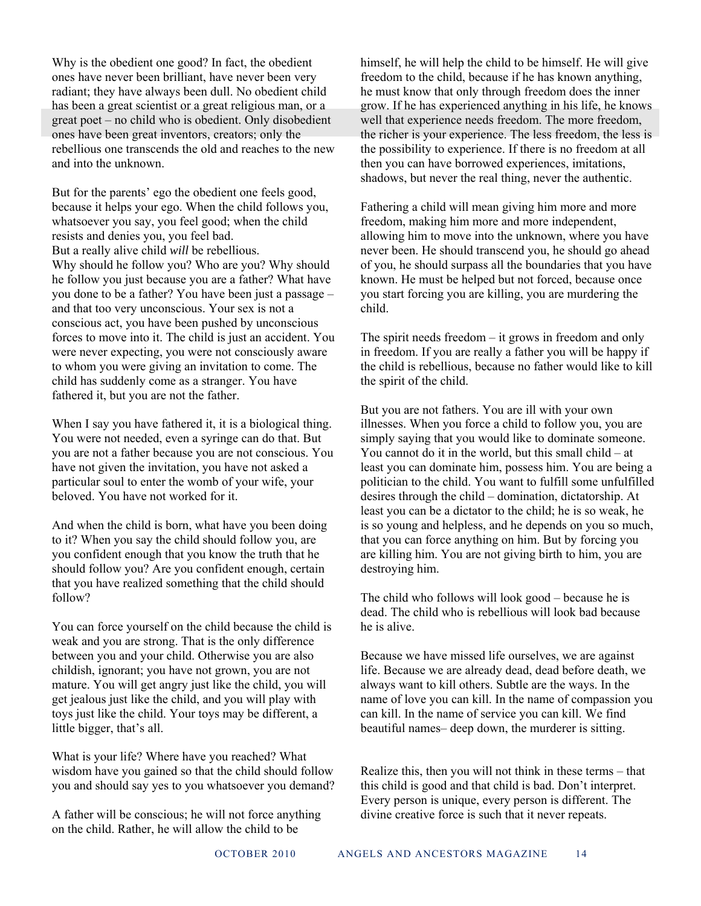Why is the obedient one good? In fact, the obedient ones have never been brilliant, have never been very radiant; they have always been dull. No obedient child has been a great scientist or a great religious man, or a great poet – no child who is obedient. Only disobedient ones have been great inventors, creators; only the rebellious one transcends the old and reaches to the new and into the unknown.

But for the parents' ego the obedient one feels good, because it helps your ego. When the child follows you, whatsoever you say, you feel good; when the child resists and denies you, you feel bad.
But a really alive child *will* be rebellious.
Why should he follow you? Who are you? Why should he follow you just because you are a father? What have you done to be a father? You have been just a passage – and that too very unconscious. Your sex is not a conscious act, you have been pushed by unconscious forces to move into it. The child is just an accident. You were never expecting, you were not consciously aware to whom you were giving an invitation to come. The child has suddenly come as a stranger. You have fathered it, but you are not the father.

When I say you have fathered it, it is a biological thing. You were not needed, even a syringe can do that. But you are not a father because you are not conscious. You have not given the invitation, you have not asked a particular soul to enter the womb of your wife, your beloved. You have not worked for it.

And when the child is born, what have you been doing to it? When you say the child should follow you, are you confident enough that you know the truth that he should follow you? Are you confident enough, certain that you have realized something that the child should follow?

You can force yourself on the child because the child is weak and you are strong. That is the only difference between you and your child. Otherwise you are also childish, ignorant; you have not grown, you are not mature. You will get angry just like the child, you will get jealous just like the child, and you will play with toys just like the child. Your toys may be different, a little bigger, that's all.

What is your life? Where have you reached? What wisdom have you gained so that the child should follow you and should say yes to you whatsoever you demand?

A father will be conscious; he will not force anything on the child. Rather, he will allow the child to be himself, he will help the child to be himself. He will give freedom to the child, because if he has known anything, he must know that only through freedom does the inner grow. If he has experienced anything in his life, he knows well that experience needs freedom. The more freedom, the richer is your experience. The less freedom, the less is the possibility to experience. If there is no freedom at all then you can have borrowed experiences, imitations, shadows, but never the real thing, never the authentic.

Fathering a child will mean giving him more and more freedom, making him more and more independent, allowing him to move into the unknown, where you have never been. He should transcend you, he should go ahead of you, he should surpass all the boundaries that you have known. He must be helped but not forced, because once you start forcing you are killing, you are murdering the child.

The spirit needs freedom – it grows in freedom and only in freedom. If you are really a father you will be happy if the child is rebellious, because no father would like to kill the spirit of the child.

But you are not fathers. You are ill with your own illnesses. When you force a child to follow you, you are simply saying that you would like to dominate someone. You cannot do it in the world, but this small child – at least you can dominate him, possess him. You are being a politician to the child. You want to fulfill some unfulfilled desires through the child – domination, dictatorship. At least you can be a dictator to the child; he is so weak, he is so young and helpless, and he depends on you so much, that you can force anything on him. But by forcing you are killing him. You are not giving birth to him, you are destroying him.

The child who follows will look good – because he is dead. The child who is rebellious will look bad because he is alive.

Because we have missed life ourselves, we are against life. Because we are already dead, dead before death, we always want to kill others. Subtle are the ways. In the name of love you can kill. In the name of compassion you can kill. In the name of service you can kill. We find beautiful names– deep down, the murderer is sitting.

Realize this, then you will not think in these terms – that this child is good and that child is bad. Don't interpret. Every person is unique, every person is different. The divine creative force is such that it never repeats.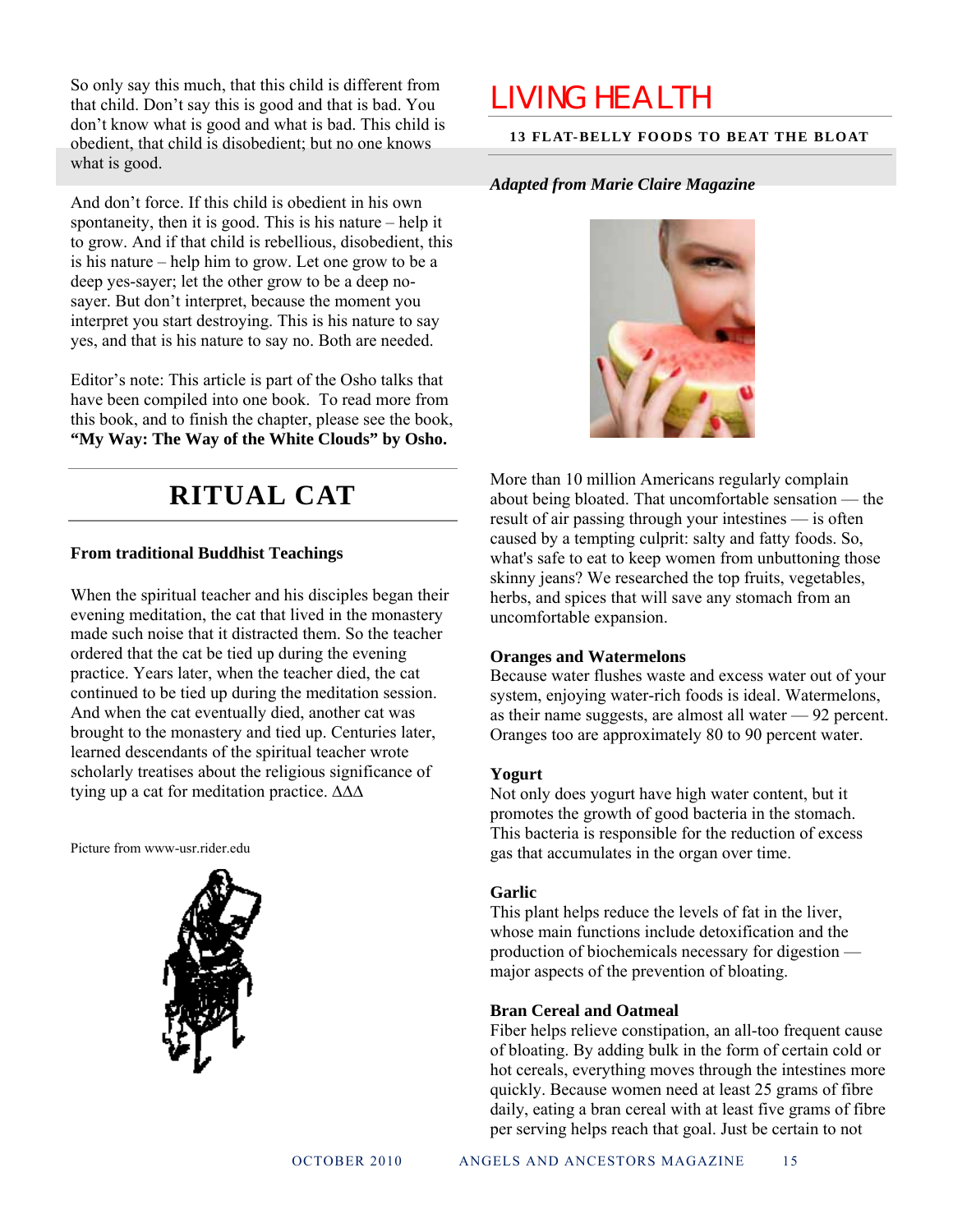So only say this much, that this child is different from that child. Don't say this is good and that is bad. You don't know what is good and what is bad. This child is obedient, that child is disobedient; but no one knows what is good.

And don't force. If this child is obedient in his own spontaneity, then it is good. This is his nature – help it to grow. And if that child is rebellious, disobedient, this is his nature – help him to grow. Let one grow to be a deep yes-sayer; let the other grow to be a deep no-sayer. But don't interpret, because the moment you interpret you start destroying. This is his nature to say yes, and that is his nature to say no. Both are needed.

Editor's note: This article is part of the Osho talks that have been compiled into one book. To read more from this book, and to finish the chapter, please see the book, **"My Way: The Way of the White Clouds" by Osho.**

# RITUAL CAT

**From traditional Buddhist Teachings**

When the spiritual teacher and his disciples began their evening meditation, the cat that lived in the monastery made such noise that it distracted them. So the teacher ordered that the cat be tied up during the evening practice. Years later, when the teacher died, the cat continued to be tied up during the meditation session. And when the cat eventually died, another cat was brought to the monastery and tied up. Centuries later, learned descendants of the spiritual teacher wrote scholarly treatises about the religious significance of tying up a cat for meditation practice. ΔΔΔ

Picture from www-usr.rider.edu

# LIVING HEALTH

### 13 FLAT-BELLY FOODS TO BEAT THE BLOAT

***Adapted from Marie Claire Magazine***

More than 10 million Americans regularly complain about being bloated. That uncomfortable sensation — the result of air passing through your intestines — is often caused by a tempting culprit: salty and fatty foods. So, what's safe to eat to keep women from unbuttoning those skinny jeans? We researched the top fruits, vegetables, herbs, and spices that will save any stomach from an uncomfortable expansion.

**Oranges and Watermelons**
Because water flushes waste and excess water out of your system, enjoying water-rich foods is ideal. Watermelons, as their name suggests, are almost all water — 92 percent. Oranges too are approximately 80 to 90 percent water.

**Yogurt**
Not only does yogurt have high water content, but it promotes the growth of good bacteria in the stomach. This bacteria is responsible for the reduction of excess gas that accumulates in the organ over time.

**Garlic**
This plant helps reduce the levels of fat in the liver, whose main functions include detoxification and the production of biochemicals necessary for digestion — major aspects of the prevention of bloating.

**Bran Cereal and Oatmeal**
Fiber helps relieve constipation, an all-too frequent cause of bloating. By adding bulk in the form of certain cold or hot cereals, everything moves through the intestines more quickly. Because women need at least 25 grams of fibre daily, eating a bran cereal with at least five grams of fibre per serving helps reach that goal. Just be certain to not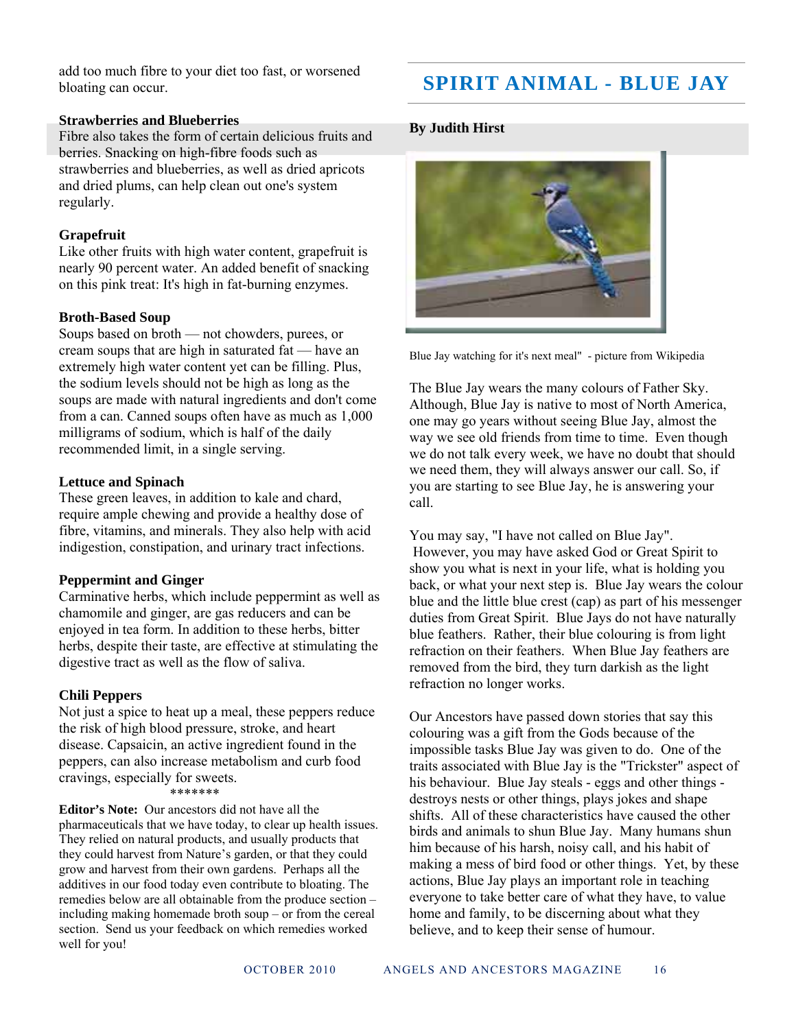add too much fibre to your diet too fast, or worsened bloating can occur.

**Strawberries and Blueberries**
Fibre also takes the form of certain delicious fruits and berries. Snacking on high-fibre foods such as strawberries and blueberries, as well as dried apricots and dried plums, can help clean out one's system regularly.

**Grapefruit**
Like other fruits with high water content, grapefruit is nearly 90 percent water. An added benefit of snacking on this pink treat: It's high in fat-burning enzymes.

**Broth-Based Soup**
Soups based on broth — not chowders, purees, or cream soups that are high in saturated fat — have an extremely high water content yet can be filling. Plus, the sodium levels should not be high as long as the soups are made with natural ingredients and don't come from a can. Canned soups often have as much as 1,000 milligrams of sodium, which is half of the daily recommended limit, in a single serving.

**Lettuce and Spinach**
These green leaves, in addition to kale and chard, require ample chewing and provide a healthy dose of fibre, vitamins, and minerals. They also help with acid indigestion, constipation, and urinary tract infections.

**Peppermint and Ginger**
Carminative herbs, which include peppermint as well as chamomile and ginger, are gas reducers and can be enjoyed in tea form. In addition to these herbs, bitter herbs, despite their taste, are effective at stimulating the digestive tract as well as the flow of saliva.

**Chili Peppers**
Not just a spice to heat up a meal, these peppers reduce the risk of high blood pressure, stroke, and heart disease. Capsaicin, an active ingredient found in the peppers, can also increase metabolism and curb food cravings, especially for sweets.

*******

**Editor's Note:** Our ancestors did not have all the pharmaceuticals that we have today, to clear up health issues. They relied on natural products, and usually products that they could harvest from Nature's garden, or that they could grow and harvest from their own gardens. Perhaps all the additives in our food today even contribute to bloating. The remedies below are all obtainable from the produce section – including making homemade broth soup – or from the cereal section. Send us your feedback on which remedies worked well for you!

# SPIRIT ANIMAL - BLUE JAY

**By Judith Hirst**

Blue Jay watching for it's next meal" - picture from Wikipedia

The Blue Jay wears the many colours of Father Sky. Although, Blue Jay is native to most of North America, one may go years without seeing Blue Jay, almost the way we see old friends from time to time. Even though we do not talk every week, we have no doubt that should we need them, they will always answer our call. So, if you are starting to see Blue Jay, he is answering your call.

You may say, "I have not called on Blue Jay". However, you may have asked God or Great Spirit to show you what is next in your life, what is holding you back, or what your next step is. Blue Jay wears the colour blue and the little blue crest (cap) as part of his messenger duties from Great Spirit. Blue Jays do not have naturally blue feathers. Rather, their blue colouring is from light refraction on their feathers. When Blue Jay feathers are removed from the bird, they turn darkish as the light refraction no longer works.

Our Ancestors have passed down stories that say this colouring was a gift from the Gods because of the impossible tasks Blue Jay was given to do. One of the traits associated with Blue Jay is the "Trickster" aspect of his behaviour. Blue Jay steals - eggs and other things - destroys nests or other things, plays jokes and shape shifts. All of these characteristics have caused the other birds and animals to shun Blue Jay. Many humans shun him because of his harsh, noisy call, and his habit of making a mess of bird food or other things. Yet, by these actions, Blue Jay plays an important role in teaching everyone to take better care of what they have, to value home and family, to be discerning about what they believe, and to keep their sense of humour.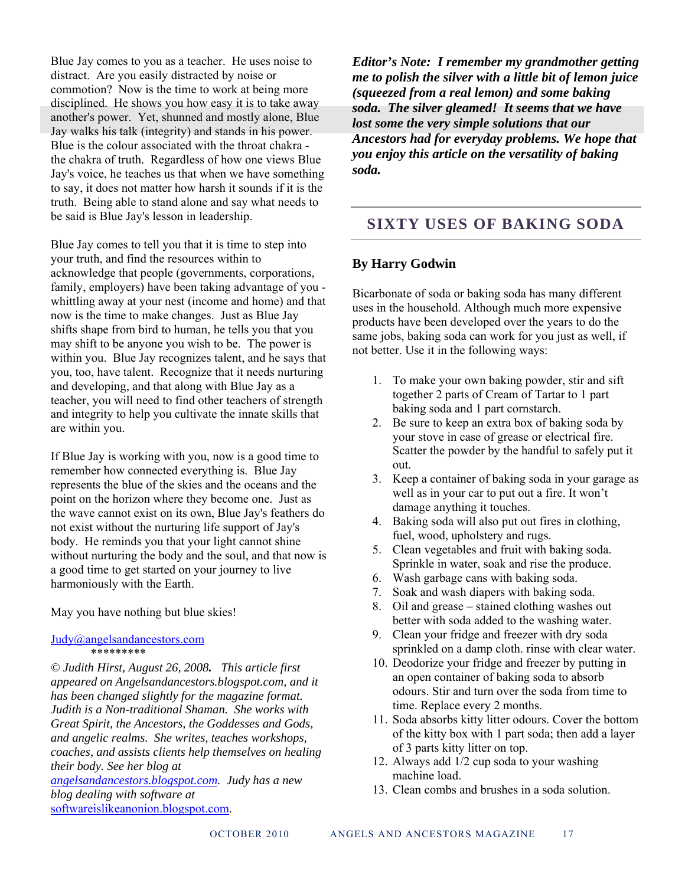Blue Jay comes to you as a teacher. He uses noise to distract. Are you easily distracted by noise or commotion? Now is the time to work at being more disciplined. He shows you how easy it is to take away another's power. Yet, shunned and mostly alone, Blue Jay walks his talk (integrity) and stands in his power. Blue is the colour associated with the throat chakra - the chakra of truth. Regardless of how one views Blue Jay's voice, he teaches us that when we have something to say, it does not matter how harsh it sounds if it is the truth. Being able to stand alone and say what needs to be said is Blue Jay's lesson in leadership.

Blue Jay comes to tell you that it is time to step into your truth, and find the resources within to acknowledge that people (governments, corporations, family, employers) have been taking advantage of you - whittling away at your nest (income and home) and that now is the time to make changes. Just as Blue Jay shifts shape from bird to human, he tells you that you may shift to be anyone you wish to be. The power is within you. Blue Jay recognizes talent, and he says that you, too, have talent. Recognize that it needs nurturing and developing, and that along with Blue Jay as a teacher, you will need to find other teachers of strength and integrity to help you cultivate the innate skills that are within you.

If Blue Jay is working with you, now is a good time to remember how connected everything is. Blue Jay represents the blue of the skies and the oceans and the point on the horizon where they become one. Just as the wave cannot exist on its own, Blue Jay's feathers do not exist without the nurturing life support of Jay's body. He reminds you that your light cannot shine without nurturing the body and the soul, and that now is a good time to get started on your journey to live harmoniously with the Earth.

May you have nothing but blue skies!

Judy@angelsandancestors.com

\*\*\*\*\*\*\*\*\*

*© Judith Hirst, August 26, 2008. This article first appeared on Angelsandancestors.blogspot.com, and it has been changed slightly for the magazine format. Judith is a Non-traditional Shaman. She works with Great Spirit, the Ancestors, the Goddesses and Gods, and angelic realms. She writes, teaches workshops, coaches, and assists clients help themselves on healing their body. See her blog at angelsandancestors.blogspot.com. Judy has a new blog dealing with software at* softwareislikeanonion.blogspot.com.

***Editor's Note: I remember my grandmother getting me to polish the silver with a little bit of lemon juice (squeezed from a real lemon) and some baking soda. The silver gleamed! It seems that we have lost some the very simple solutions that our Ancestors had for everyday problems. We hope that you enjoy this article on the versatility of baking soda.***

## SIXTY USES OF BAKING SODA

### By Harry Godwin

Bicarbonate of soda or baking soda has many different uses in the household. Although much more expensive products have been developed over the years to do the same jobs, baking soda can work for you just as well, if not better. Use it in the following ways:

1. To make your own baking powder, stir and sift together 2 parts of Cream of Tartar to 1 part baking soda and 1 part cornstarch.
2. Be sure to keep an extra box of baking soda by your stove in case of grease or electrical fire. Scatter the powder by the handful to safely put it out.
3. Keep a container of baking soda in your garage as well as in your car to put out a fire. It won't damage anything it touches.
4. Baking soda will also put out fires in clothing, fuel, wood, upholstery and rugs.
5. Clean vegetables and fruit with baking soda. Sprinkle in water, soak and rise the produce.
6. Wash garbage cans with baking soda.
7. Soak and wash diapers with baking soda.
8. Oil and grease – stained clothing washes out better with soda added to the washing water.
9. Clean your fridge and freezer with dry soda sprinkled on a damp cloth. rinse with clear water.
10. Deodorize your fridge and freezer by putting in an open container of baking soda to absorb odours. Stir and turn over the soda from time to time. Replace every 2 months.
11. Soda absorbs kitty litter odours. Cover the bottom of the kitty box with 1 part soda; then add a layer of 3 parts kitty litter on top.
12. Always add 1/2 cup soda to your washing machine load.
13. Clean combs and brushes in a soda solution.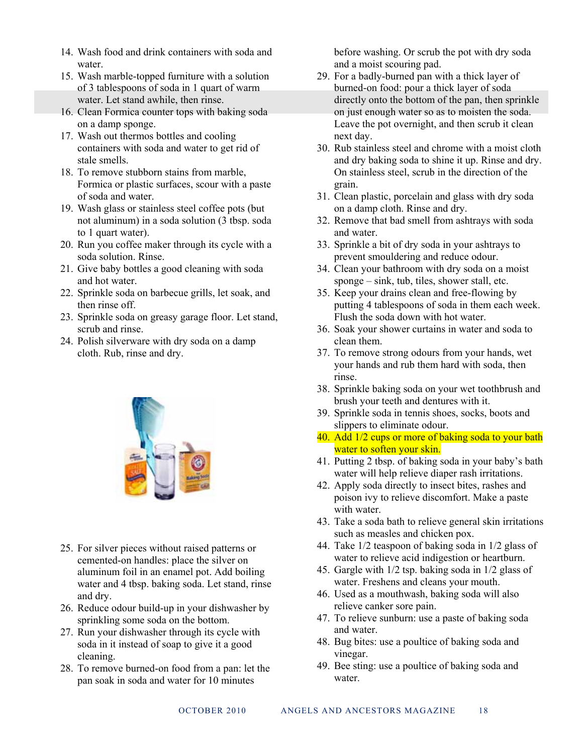14. Wash food and drink containers with soda and water.
15. Wash marble-topped furniture with a solution of 3 tablespoons of soda in 1 quart of warm water. Let stand awhile, then rinse.
16. Clean Formica counter tops with baking soda on a damp sponge.
17. Wash out thermos bottles and cooling containers with soda and water to get rid of stale smells.
18. To remove stubborn stains from marble, Formica or plastic surfaces, scour with a paste of soda and water.
19. Wash glass or stainless steel coffee pots (but not aluminum) in a soda solution (3 tbsp. soda to 1 quart water).
20. Run you coffee maker through its cycle with a soda solution. Rinse.
21. Give baby bottles a good cleaning with soda and hot water.
22. Sprinkle soda on barbecue grills, let soak, and then rinse off.
23. Sprinkle soda on greasy garage floor. Let stand, scrub and rinse.
24. Polish silverware with dry soda on a damp cloth. Rub, rinse and dry.
25. For silver pieces without raised patterns or cemented-on handles: place the silver on aluminum foil in an enamel pot. Add boiling water and 4 tbsp. baking soda. Let stand, rinse and dry.
26. Reduce odour build-up in your dishwasher by sprinkling some soda on the bottom.
27. Run your dishwasher through its cycle with soda in it instead of soap to give it a good cleaning.
28. To remove burned-on food from a pan: let the pan soak in soda and water for 10 minutes before washing. Or scrub the pot with dry soda and a moist scouring pad.
29. For a badly-burned pan with a thick layer of burned-on food: pour a thick layer of soda directly onto the bottom of the pan, then sprinkle on just enough water so as to moisten the soda. Leave the pot overnight, and then scrub it clean next day.
30. Rub stainless steel and chrome with a moist cloth and dry baking soda to shine it up. Rinse and dry. On stainless steel, scrub in the direction of the grain.
31. Clean plastic, porcelain and glass with dry soda on a damp cloth. Rinse and dry.
32. Remove that bad smell from ashtrays with soda and water.
33. Sprinkle a bit of dry soda in your ashtrays to prevent smouldering and reduce odour.
34. Clean your bathroom with dry soda on a moist sponge – sink, tub, tiles, shower stall, etc.
35. Keep your drains clean and free-flowing by putting 4 tablespoons of soda in them each week. Flush the soda down with hot water.
36. Soak your shower curtains in water and soda to clean them.
37. To remove strong odours from your hands, wet your hands and rub them hard with soda, then rinse.
38. Sprinkle baking soda on your wet toothbrush and brush your teeth and dentures with it.
39. Sprinkle soda in tennis shoes, socks, boots and slippers to eliminate odour.
40. Add 1/2 cups or more of baking soda to your bath water to soften your skin.
41. Putting 2 tbsp. of baking soda in your baby's bath water will help relieve diaper rash irritations.
42. Apply soda directly to insect bites, rashes and poison ivy to relieve discomfort. Make a paste with water.
43. Take a soda bath to relieve general skin irritations such as measles and chicken pox.
44. Take 1/2 teaspoon of baking soda in 1/2 glass of water to relieve acid indigestion or heartburn.
45. Gargle with 1/2 tsp. baking soda in 1/2 glass of water. Freshens and cleans your mouth.
46. Used as a mouthwash, baking soda will also relieve canker sore pain.
47. To relieve sunburn: use a paste of baking soda and water.
48. Bug bites: use a poultice of baking soda and vinegar.
49. Bee sting: use a poultice of baking soda and water.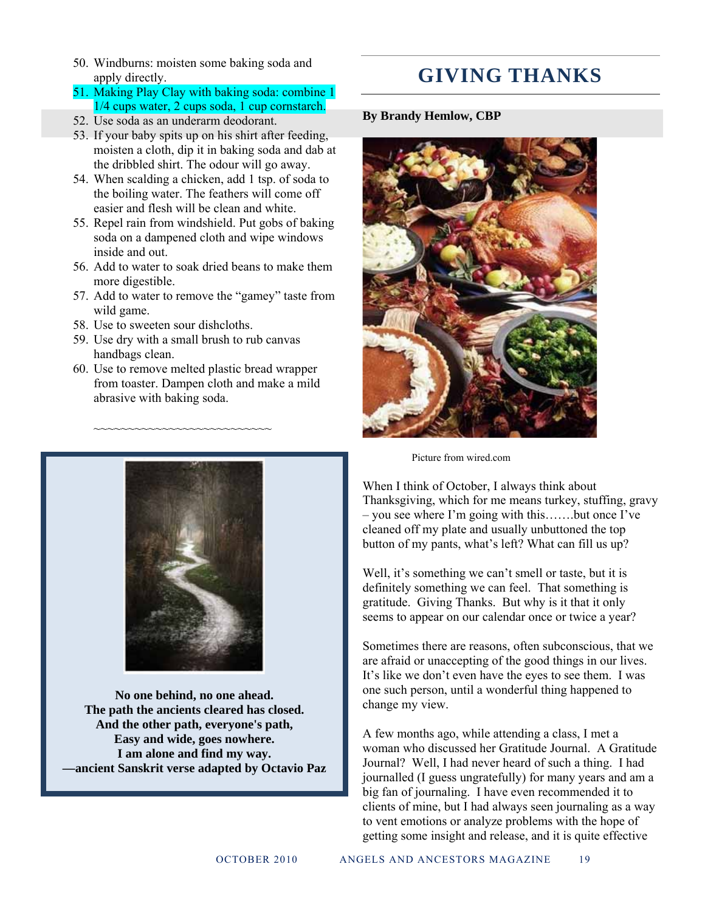50. Windburns: moisten some baking soda and apply directly.
51. Making Play Clay with baking soda: combine 1 1/4 cups water, 2 cups soda, 1 cup cornstarch.
52. Use soda as an underarm deodorant.
53. If your baby spits up on his shirt after feeding, moisten a cloth, dip it in baking soda and dab at the dribbled shirt. The odour will go away.
54. When scalding a chicken, add 1 tsp. of soda to the boiling water. The feathers will come off easier and flesh will be clean and white.
55. Repel rain from windshield. Put gobs of baking soda on a dampened cloth and wipe windows inside and out.
56. Add to water to soak dried beans to make them more digestible.
57. Add to water to remove the "gamey" taste from wild game.
58. Use to sweeten sour dishcloths.
59. Use dry with a small brush to rub canvas handbags clean.
60. Use to remove melted plastic bread wrapper from toaster. Dampen cloth and make a mild abrasive with baking soda.

~~~~~~~~~~~~~~~~~~~~~~~~~~~~

**No one behind, no one ahead.**
**The path the ancients cleared has closed.**
**And the other path, everyone's path,**
**Easy and wide, goes nowhere.**
**I am alone and find my way.**
**—ancient Sanskrit verse adapted by Octavio Paz**

# GIVING THANKS

**By Brandy Hemlow, CBP**

Picture from wired.com

When I think of October, I always think about Thanksgiving, which for me means turkey, stuffing, gravy – you see where I'm going with this…….but once I've cleaned off my plate and usually unbuttoned the top button of my pants, what's left? What can fill us up?

Well, it's something we can't smell or taste, but it is definitely something we can feel. That something is gratitude. Giving Thanks. But why is it that it only seems to appear on our calendar once or twice a year?

Sometimes there are reasons, often subconscious, that we are afraid or unaccepting of the good things in our lives. It's like we don't even have the eyes to see them. I was one such person, until a wonderful thing happened to change my view.

A few months ago, while attending a class, I met a woman who discussed her Gratitude Journal. A Gratitude Journal? Well, I had never heard of such a thing. I had journalled (I guess ungratefully) for many years and am a big fan of journaling. I have even recommended it to clients of mine, but I had always seen journaling as a way to vent emotions or analyze problems with the hope of getting some insight and release, and it is quite effective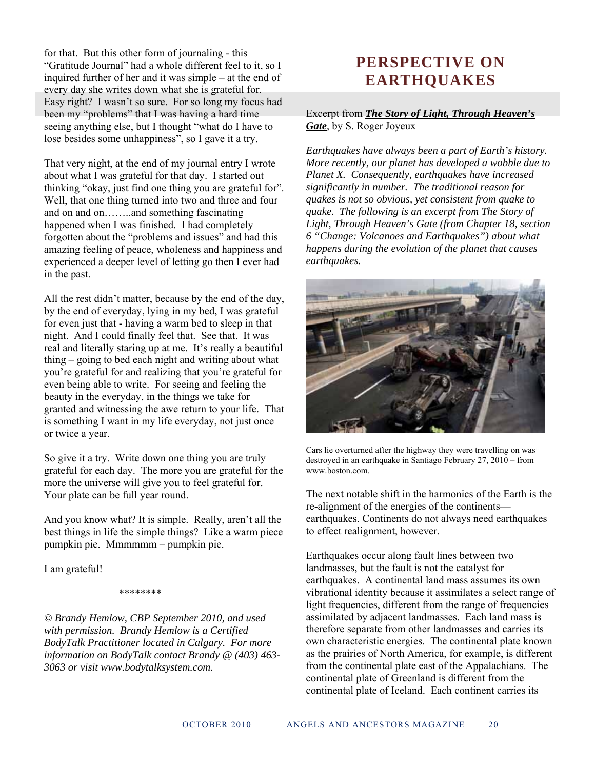for that. But this other form of journaling - this "Gratitude Journal" had a whole different feel to it, so I inquired further of her and it was simple – at the end of every day she writes down what she is grateful for. Easy right? I wasn't so sure. For so long my focus had been my "problems" that I was having a hard time seeing anything else, but I thought "what do I have to lose besides some unhappiness", so I gave it a try.

That very night, at the end of my journal entry I wrote about what I was grateful for that day. I started out thinking "okay, just find one thing you are grateful for". Well, that one thing turned into two and three and four and on and on……..and something fascinating happened when I was finished. I had completely forgotten about the "problems and issues" and had this amazing feeling of peace, wholeness and happiness and experienced a deeper level of letting go then I ever had in the past.

All the rest didn't matter, because by the end of the day, by the end of everyday, lying in my bed, I was grateful for even just that - having a warm bed to sleep in that night. And I could finally feel that. See that. It was real and literally staring up at me. It's really a beautiful thing – going to bed each night and writing about what you're grateful for and realizing that you're grateful for even being able to write. For seeing and feeling the beauty in the everyday, in the things we take for granted and witnessing the awe return to your life. That is something I want in my life everyday, not just once or twice a year.

So give it a try. Write down one thing you are truly grateful for each day. The more you are grateful for the more the universe will give you to feel grateful for. Your plate can be full year round.

And you know what? It is simple. Really, aren't all the best things in life the simple things? Like a warm piece pumpkin pie. Mmmmmm – pumpkin pie.

I am grateful!

********

*© Brandy Hemlow, CBP September 2010, and used with permission. Brandy Hemlow is a Certified BodyTalk Practitioner located in Calgary. For more information on BodyTalk contact Brandy @ (403) 463-3063 or visit www.bodytalksystem.com.*

# PERSPECTIVE ON EARTHQUAKES

Excerpt from ***The Story of Light, Through Heaven's Gate***, by S. Roger Joyeux

*Earthquakes have always been a part of Earth's history. More recently, our planet has developed a wobble due to Planet X. Consequently, earthquakes have increased significantly in number. The traditional reason for quakes is not so obvious, yet consistent from quake to quake. The following is an excerpt from The Story of Light, Through Heaven's Gate (from Chapter 18, section 6 "Change: Volcanoes and Earthquakes") about what happens during the evolution of the planet that causes earthquakes.*

Cars lie overturned after the highway they were travelling on was destroyed in an earthquake in Santiago February 27, 2010 – from www.boston.com.

The next notable shift in the harmonics of the Earth is the re-alignment of the energies of the continents—earthquakes. Continents do not always need earthquakes to effect realignment, however.

Earthquakes occur along fault lines between two landmasses, but the fault is not the catalyst for earthquakes. A continental land mass assumes its own vibrational identity because it assimilates a select range of light frequencies, different from the range of frequencies assimilated by adjacent landmasses. Each land mass is therefore separate from other landmasses and carries its own characteristic energies. The continental plate known as the prairies of North America, for example, is different from the continental plate east of the Appalachians. The continental plate of Greenland is different from the continental plate of Iceland. Each continent carries its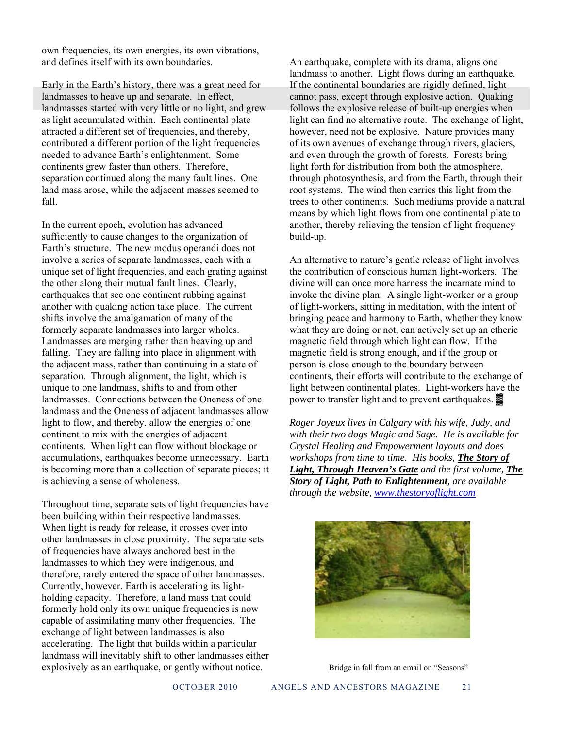own frequencies, its own energies, its own vibrations, and defines itself with its own boundaries.

Early in the Earth's history, there was a great need for landmasses to heave up and separate. In effect, landmasses started with very little or no light, and grew as light accumulated within. Each continental plate attracted a different set of frequencies, and thereby, contributed a different portion of the light frequencies needed to advance Earth's enlightenment. Some continents grew faster than others. Therefore, separation continued along the many fault lines. One land mass arose, while the adjacent masses seemed to fall.

In the current epoch, evolution has advanced sufficiently to cause changes to the organization of Earth's structure. The new modus operandi does not involve a series of separate landmasses, each with a unique set of light frequencies, and each grating against the other along their mutual fault lines. Clearly, earthquakes that see one continent rubbing against another with quaking action take place. The current shifts involve the amalgamation of many of the formerly separate landmasses into larger wholes. Landmasses are merging rather than heaving up and falling. They are falling into place in alignment with the adjacent mass, rather than continuing in a state of separation. Through alignment, the light, which is unique to one landmass, shifts to and from other landmasses. Connections between the Oneness of one landmass and the Oneness of adjacent landmasses allow light to flow, and thereby, allow the energies of one continent to mix with the energies of adjacent continents. When light can flow without blockage or accumulations, earthquakes become unnecessary. Earth is becoming more than a collection of separate pieces; it is achieving a sense of wholeness.

Throughout time, separate sets of light frequencies have been building within their respective landmasses. When light is ready for release, it crosses over into other landmasses in close proximity. The separate sets of frequencies have always anchored best in the landmasses to which they were indigenous, and therefore, rarely entered the space of other landmasses. Currently, however, Earth is accelerating its light-holding capacity. Therefore, a land mass that could formerly hold only its own unique frequencies is now capable of assimilating many other frequencies. The exchange of light between landmasses is also accelerating. The light that builds within a particular landmass will inevitably shift to other landmasses either explosively as an earthquake, or gently without notice.

An earthquake, complete with its drama, aligns one landmass to another. Light flows during an earthquake. If the continental boundaries are rigidly defined, light cannot pass, except through explosive action. Quaking follows the explosive release of built-up energies when light can find no alternative route. The exchange of light, however, need not be explosive. Nature provides many of its own avenues of exchange through rivers, glaciers, and even through the growth of forests. Forests bring light forth for distribution from both the atmosphere, through photosynthesis, and from the Earth, through their root systems. The wind then carries this light from the trees to other continents. Such mediums provide a natural means by which light flows from one continental plate to another, thereby relieving the tension of light frequency build-up.

An alternative to nature's gentle release of light involves the contribution of conscious human light-workers. The divine will can once more harness the incarnate mind to invoke the divine plan. A single light-worker or a group of light-workers, sitting in meditation, with the intent of bringing peace and harmony to Earth, whether they know what they are doing or not, can actively set up an etheric magnetic field through which light can flow. If the magnetic field is strong enough, and if the group or person is close enough to the boundary between continents, their efforts will contribute to the exchange of light between continental plates. Light-workers have the power to transfer light and to prevent earthquakes. ▓

*Roger Joyeux lives in Calgary with his wife, Judy, and with their two dogs Magic and Sage. He is available for Crystal Healing and Empowerment layouts and does workshops from time to time. His books, **The Story of Light, Through Heaven's Gate** and the first volume, **The Story of Light, Path to Enlightenment**, are available through the website, www.thestoryoflight.com*

Bridge in fall from an email on "Seasons"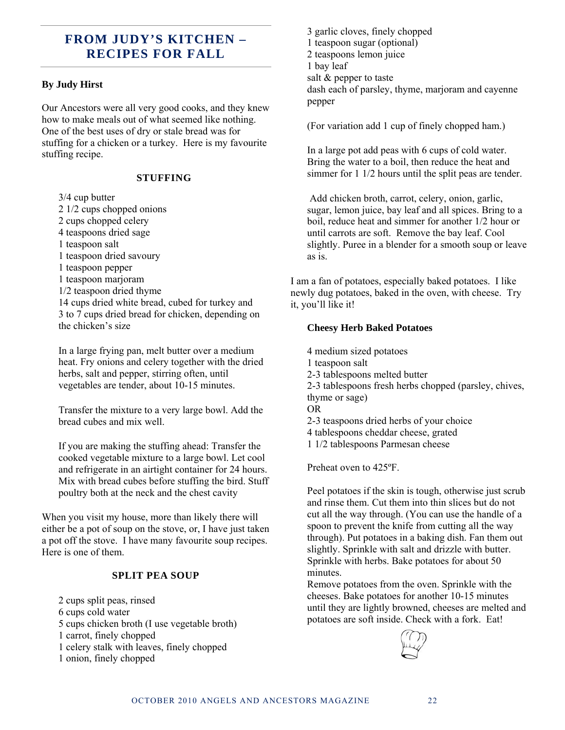# FROM JUDY'S KITCHEN – RECIPES FOR FALL

**By Judy Hirst**

Our Ancestors were all very good cooks, and they knew how to make meals out of what seemed like nothing. One of the best uses of dry or stale bread was for stuffing for a chicken or a turkey. Here is my favourite stuffing recipe.

## STUFFING

3/4 cup butter
2 1/2 cups chopped onions
2 cups chopped celery
4 teaspoons dried sage
1 teaspoon salt
1 teaspoon dried savoury
1 teaspoon pepper
1 teaspoon marjoram
1/2 teaspoon dried thyme
14 cups dried white bread, cubed for turkey and 3 to 7 cups dried bread for chicken, depending on the chicken's size

In a large frying pan, melt butter over a medium heat. Fry onions and celery together with the dried herbs, salt and pepper, stirring often, until vegetables are tender, about 10-15 minutes.

Transfer the mixture to a very large bowl. Add the bread cubes and mix well.

If you are making the stuffing ahead: Transfer the cooked vegetable mixture to a large bowl. Let cool and refrigerate in an airtight container for 24 hours. Mix with bread cubes before stuffing the bird. Stuff poultry both at the neck and the chest cavity

When you visit my house, more than likely there will either be a pot of soup on the stove, or, I have just taken a pot off the stove. I have many favourite soup recipes. Here is one of them.

## SPLIT PEA SOUP

2 cups split peas, rinsed
6 cups cold water
5 cups chicken broth (I use vegetable broth)
1 carrot, finely chopped
1 celery stalk with leaves, finely chopped
1 onion, finely chopped
3 garlic cloves, finely chopped
1 teaspoon sugar (optional)
2 teaspoons lemon juice
1 bay leaf
salt & pepper to taste
dash each of parsley, thyme, marjoram and cayenne pepper

(For variation add 1 cup of finely chopped ham.)

In a large pot add peas with 6 cups of cold water. Bring the water to a boil, then reduce the heat and simmer for 1 1/2 hours until the split peas are tender.

Add chicken broth, carrot, celery, onion, garlic, sugar, lemon juice, bay leaf and all spices. Bring to a boil, reduce heat and simmer for another 1/2 hour or until carrots are soft. Remove the bay leaf. Cool slightly. Puree in a blender for a smooth soup or leave as is.

I am a fan of potatoes, especially baked potatoes. I like newly dug potatoes, baked in the oven, with cheese. Try it, you'll like it!

### Cheesy Herb Baked Potatoes

4 medium sized potatoes
1 teaspoon salt
2-3 tablespoons melted butter
2-3 tablespoons fresh herbs chopped (parsley, chives, thyme or sage)
OR
2-3 teaspoons dried herbs of your choice
4 tablespoons cheddar cheese, grated
1 1/2 tablespoons Parmesan cheese

Preheat oven to 425ºF.

Peel potatoes if the skin is tough, otherwise just scrub and rinse them. Cut them into thin slices but do not cut all the way through. (You can use the handle of a spoon to prevent the knife from cutting all the way through). Put potatoes in a baking dish. Fan them out slightly. Sprinkle with salt and drizzle with butter. Sprinkle with herbs. Bake potatoes for about 50 minutes.
Remove potatoes from the oven. Sprinkle with the cheeses. Bake potatoes for another 10-15 minutes until they are lightly browned, cheeses are melted and potatoes are soft inside. Check with a fork. Eat!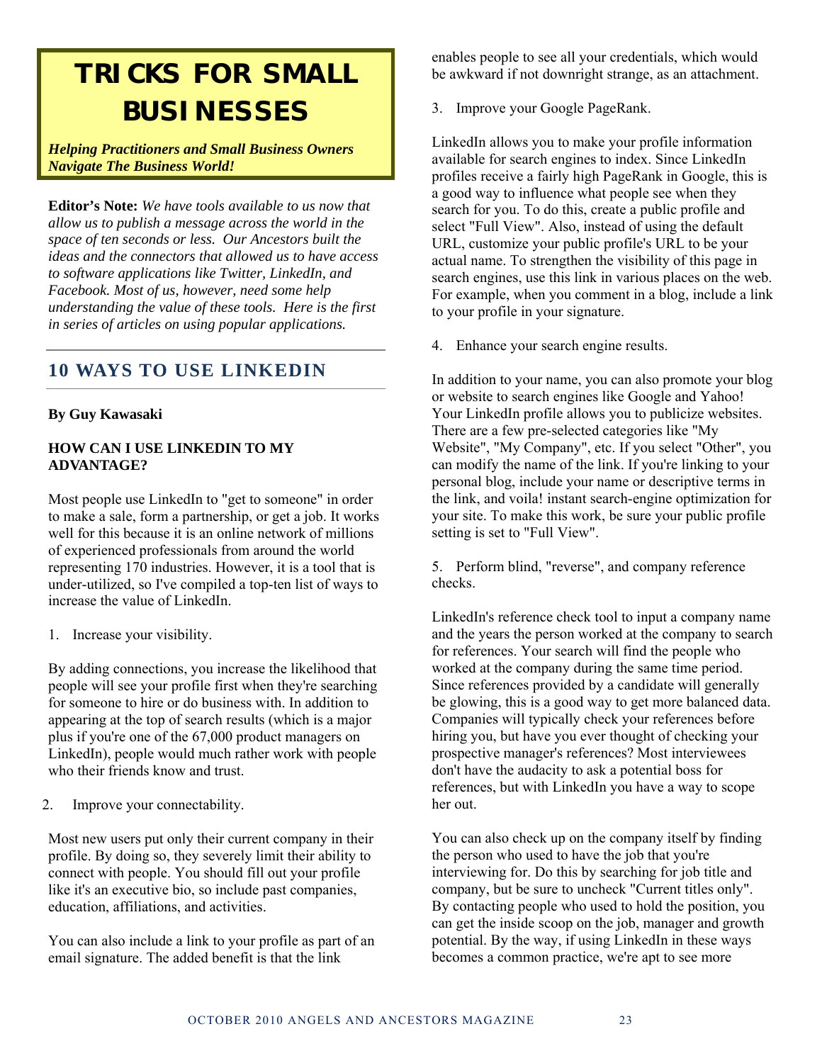# TRICKS FOR SMALL BUSINESSES

***Helping Practitioners and Small Business Owners Navigate The Business World!***

**Editor's Note:** *We have tools available to us now that allow us to publish a message across the world in the space of ten seconds or less. Our Ancestors built the ideas and the connectors that allowed us to have access to software applications like Twitter, LinkedIn, and Facebook. Most of us, however, need some help understanding the value of these tools. Here is the first in series of articles on using popular applications.*

## 10 WAYS TO USE LINKEDIN

**By Guy Kawasaki**

**HOW CAN I USE LINKEDIN TO MY ADVANTAGE?**

Most people use LinkedIn to "get to someone" in order to make a sale, form a partnership, or get a job. It works well for this because it is an online network of millions of experienced professionals from around the world representing 170 industries. However, it is a tool that is under-utilized, so I've compiled a top-ten list of ways to increase the value of LinkedIn.

1. Increase your visibility.

By adding connections, you increase the likelihood that people will see your profile first when they're searching for someone to hire or do business with. In addition to appearing at the top of search results (which is a major plus if you're one of the 67,000 product managers on LinkedIn), people would much rather work with people who their friends know and trust.

2. Improve your connectability.

Most new users put only their current company in their profile. By doing so, they severely limit their ability to connect with people. You should fill out your profile like it's an executive bio, so include past companies, education, affiliations, and activities.

You can also include a link to your profile as part of an email signature. The added benefit is that the link enables people to see all your credentials, which would be awkward if not downright strange, as an attachment.

3. Improve your Google PageRank.

LinkedIn allows you to make your profile information available for search engines to index. Since LinkedIn profiles receive a fairly high PageRank in Google, this is a good way to influence what people see when they search for you. To do this, create a public profile and select "Full View". Also, instead of using the default URL, customize your public profile's URL to be your actual name. To strengthen the visibility of this page in search engines, use this link in various places on the web. For example, when you comment in a blog, include a link to your profile in your signature.

4. Enhance your search engine results.

In addition to your name, you can also promote your blog or website to search engines like Google and Yahoo! Your LinkedIn profile allows you to publicize websites. There are a few pre-selected categories like "My Website", "My Company", etc. If you select "Other", you can modify the name of the link. If you're linking to your personal blog, include your name or descriptive terms in the link, and voila! instant search-engine optimization for your site. To make this work, be sure your public profile setting is set to "Full View".

5. Perform blind, "reverse", and company reference checks.

LinkedIn's reference check tool to input a company name and the years the person worked at the company to search for references. Your search will find the people who worked at the company during the same time period. Since references provided by a candidate will generally be glowing, this is a good way to get more balanced data. Companies will typically check your references before hiring you, but have you ever thought of checking your prospective manager's references? Most interviewees don't have the audacity to ask a potential boss for references, but with LinkedIn you have a way to scope her out.

You can also check up on the company itself by finding the person who used to have the job that you're interviewing for. Do this by searching for job title and company, but be sure to uncheck "Current titles only". By contacting people who used to hold the position, you can get the inside scoop on the job, manager and growth potential. By the way, if using LinkedIn in these ways becomes a common practice, we're apt to see more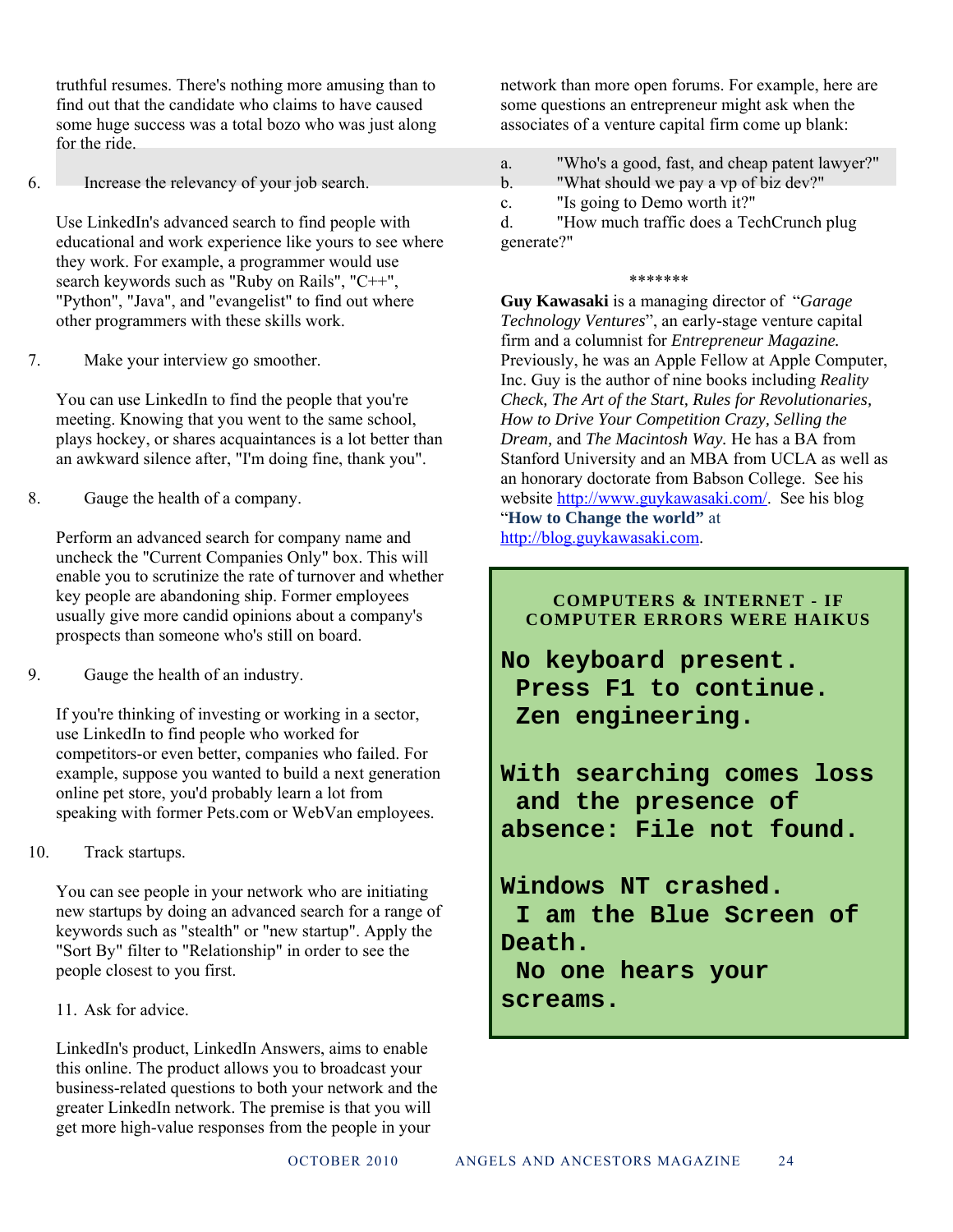truthful resumes. There's nothing more amusing than to find out that the candidate who claims to have caused some huge success was a total bozo who was just along for the ride.

6. Increase the relevancy of your job search.

Use LinkedIn's advanced search to find people with educational and work experience like yours to see where they work. For example, a programmer would use search keywords such as "Ruby on Rails", "C++", "Python", "Java", and "evangelist" to find out where other programmers with these skills work.

7. Make your interview go smoother.

You can use LinkedIn to find the people that you're meeting. Knowing that you went to the same school, plays hockey, or shares acquaintances is a lot better than an awkward silence after, "I'm doing fine, thank you".

8. Gauge the health of a company.

Perform an advanced search for company name and uncheck the "Current Companies Only" box. This will enable you to scrutinize the rate of turnover and whether key people are abandoning ship. Former employees usually give more candid opinions about a company's prospects than someone who's still on board.

9. Gauge the health of an industry.

If you're thinking of investing or working in a sector, use LinkedIn to find people who worked for competitors-or even better, companies who failed. For example, suppose you wanted to build a next generation online pet store, you'd probably learn a lot from speaking with former Pets.com or WebVan employees.

10. Track startups.

You can see people in your network who are initiating new startups by doing an advanced search for a range of keywords such as "stealth" or "new startup". Apply the "Sort By" filter to "Relationship" in order to see the people closest to you first.

11. Ask for advice.

LinkedIn's product, LinkedIn Answers, aims to enable this online. The product allows you to broadcast your business-related questions to both your network and the greater LinkedIn network. The premise is that you will get more high-value responses from the people in your network than more open forums. For example, here are some questions an entrepreneur might ask when the associates of a venture capital firm come up blank:

a. "Who's a good, fast, and cheap patent lawyer?"
b. "What should we pay a vp of biz dev?"
c. "Is going to Demo worth it?"
d. "How much traffic does a TechCrunch plug generate?"

\*\*\*\*\*\*\*

**Guy Kawasaki** is a managing director of "*Garage Technology Ventures*", an early-stage venture capital firm and a columnist for *Entrepreneur Magazine.* Previously, he was an Apple Fellow at Apple Computer, Inc. Guy is the author of nine books including *Reality Check, The Art of the Start, Rules for Revolutionaries, How to Drive Your Competition Crazy, Selling the Dream,* and *The Macintosh Way.* He has a BA from Stanford University and an MBA from UCLA as well as an honorary doctorate from Babson College. See his website http://www.guykawasaki.com/. See his blog "**How to Change the world"** at http://blog.guykawasaki.com.

### COMPUTERS & INTERNET - IF COMPUTER ERRORS WERE HAIKUS

**No keyboard present.**
**Press F1 to continue.**
**Zen engineering.**

**With searching comes loss**
**and the presence of**
**absence: File not found.**

**Windows NT crashed.**
**I am the Blue Screen of Death.**
**No one hears your screams.**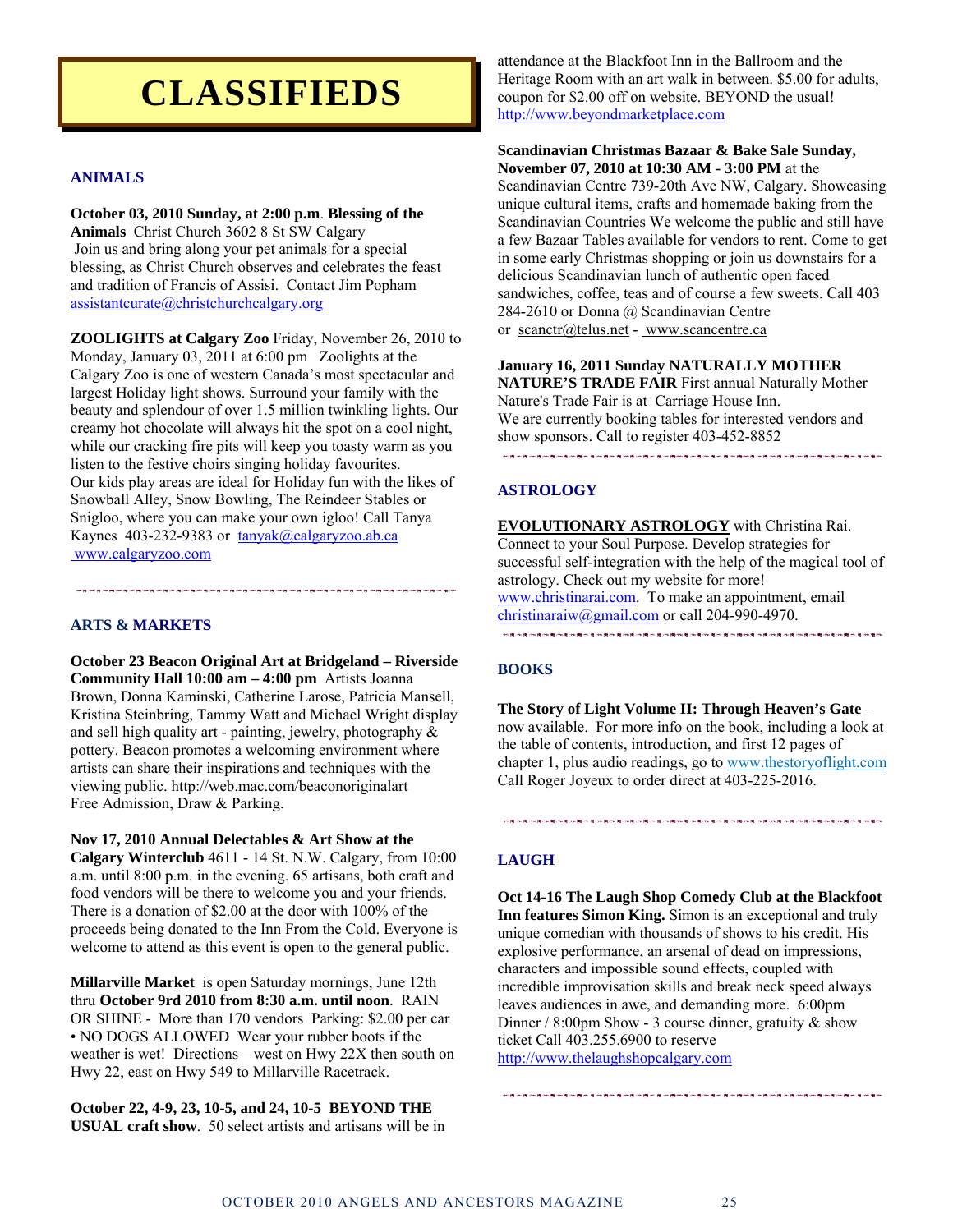# CLASSIFIEDS

## ANIMALS

**October 03, 2010 Sunday, at 2:00 p.m**. **Blessing of the Animals** Christ Church 3602 8 St SW Calgary
Join us and bring along your pet animals for a special blessing, as Christ Church observes and celebrates the feast and tradition of Francis of Assisi. Contact Jim Popham assistantcurate@christchurchcalgary.org

**ZOOLIGHTS at Calgary Zoo** Friday, November 26, 2010 to Monday, January 03, 2011 at 6:00 pm Zoolights at the Calgary Zoo is one of western Canada's most spectacular and largest Holiday light shows. Surround your family with the beauty and splendour of over 1.5 million twinkling lights. Our creamy hot chocolate will always hit the spot on a cool night, while our cracking fire pits will keep you toasty warm as you listen to the festive choirs singing holiday favourites. Our kids play areas are ideal for Holiday fun with the likes of Snowball Alley, Snow Bowling, The Reindeer Stables or Snigloo, where you can make your own igloo! Call Tanya Kaynes 403-232-9383 or tanyak@calgaryzoo.ab.ca www.calgaryzoo.com

## ARTS & MARKETS

**October 23 Beacon Original Art at Bridgeland – Riverside Community Hall 10:00 am – 4:00 pm** Artists Joanna Brown, Donna Kaminski, Catherine Larose, Patricia Mansell, Kristina Steinbring, Tammy Watt and Michael Wright display and sell high quality art - painting, jewelry, photography & pottery. Beacon promotes a welcoming environment where artists can share their inspirations and techniques with the viewing public. http://web.mac.com/beaconoriginalart
Free Admission, Draw & Parking.

**Nov 17, 2010 Annual Delectables & Art Show at the Calgary Winterclub** 4611 - 14 St. N.W. Calgary, from 10:00 a.m. until 8:00 p.m. in the evening. 65 artisans, both craft and food vendors will be there to welcome you and your friends. There is a donation of $2.00 at the door with 100% of the proceeds being donated to the Inn From the Cold. Everyone is welcome to attend as this event is open to the general public.

**Millarville Market** is open Saturday mornings, June 12th thru **October 9rd 2010 from 8:30 a.m. until noon**. RAIN OR SHINE - More than 170 vendors Parking: $2.00 per car • NO DOGS ALLOWED Wear your rubber boots if the weather is wet! Directions – west on Hwy 22X then south on Hwy 22, east on Hwy 549 to Millarville Racetrack.

**October 22, 4-9, 23, 10-5, and 24, 10-5 BEYOND THE USUAL craft show**. 50 select artists and artisans will be in attendance at the Blackfoot Inn in the Ballroom and the Heritage Room with an art walk in between. $5.00 for adults, coupon for $2.00 off on website. BEYOND the usual! http://www.beyondmarketplace.com

**Scandinavian Christmas Bazaar & Bake Sale Sunday, November 07, 2010 at 10:30 AM - 3:00 PM** at the Scandinavian Centre 739-20th Ave NW, Calgary. Showcasing unique cultural items, crafts and homemade baking from the Scandinavian Countries We welcome the public and still have a few Bazaar Tables available for vendors to rent. Come to get in some early Christmas shopping or join us downstairs for a delicious Scandinavian lunch of authentic open faced sandwiches, coffee, teas and of course a few sweets. Call 403 284-2610 or Donna @ Scandinavian Centre or scanctr@telus.net - www.scancentre.ca

**January 16, 2011 Sunday NATURALLY MOTHER NATURE'S TRADE FAIR** First annual Naturally Mother Nature's Trade Fair is at Carriage House Inn.
We are currently booking tables for interested vendors and show sponsors. Call to register 403-452-8852

## ASTROLOGY

**EVOLUTIONARY ASTROLOGY** with Christina Rai. Connect to your Soul Purpose. Develop strategies for successful self-integration with the help of the magical tool of astrology. Check out my website for more! www.christinarai.com. To make an appointment, email christinaraiw@gmail.com or call 204-990-4970.

## BOOKS

**The Story of Light Volume II: Through Heaven's Gate** – now available. For more info on the book, including a look at the table of contents, introduction, and first 12 pages of chapter 1, plus audio readings, go to www.thestoryoflight.com Call Roger Joyeux to order direct at 403-225-2016.

## LAUGH

**Oct 14-16 The Laugh Shop Comedy Club at the Blackfoot Inn features Simon King.** Simon is an exceptional and truly unique comedian with thousands of shows to his credit. His explosive performance, an arsenal of dead on impressions, characters and impossible sound effects, coupled with incredible improvisation skills and break neck speed always leaves audiences in awe, and demanding more. 6:00pm Dinner / 8:00pm Show - 3 course dinner, gratuity & show ticket Call 403.255.6900 to reserve
http://www.thelaughshopcalgary.com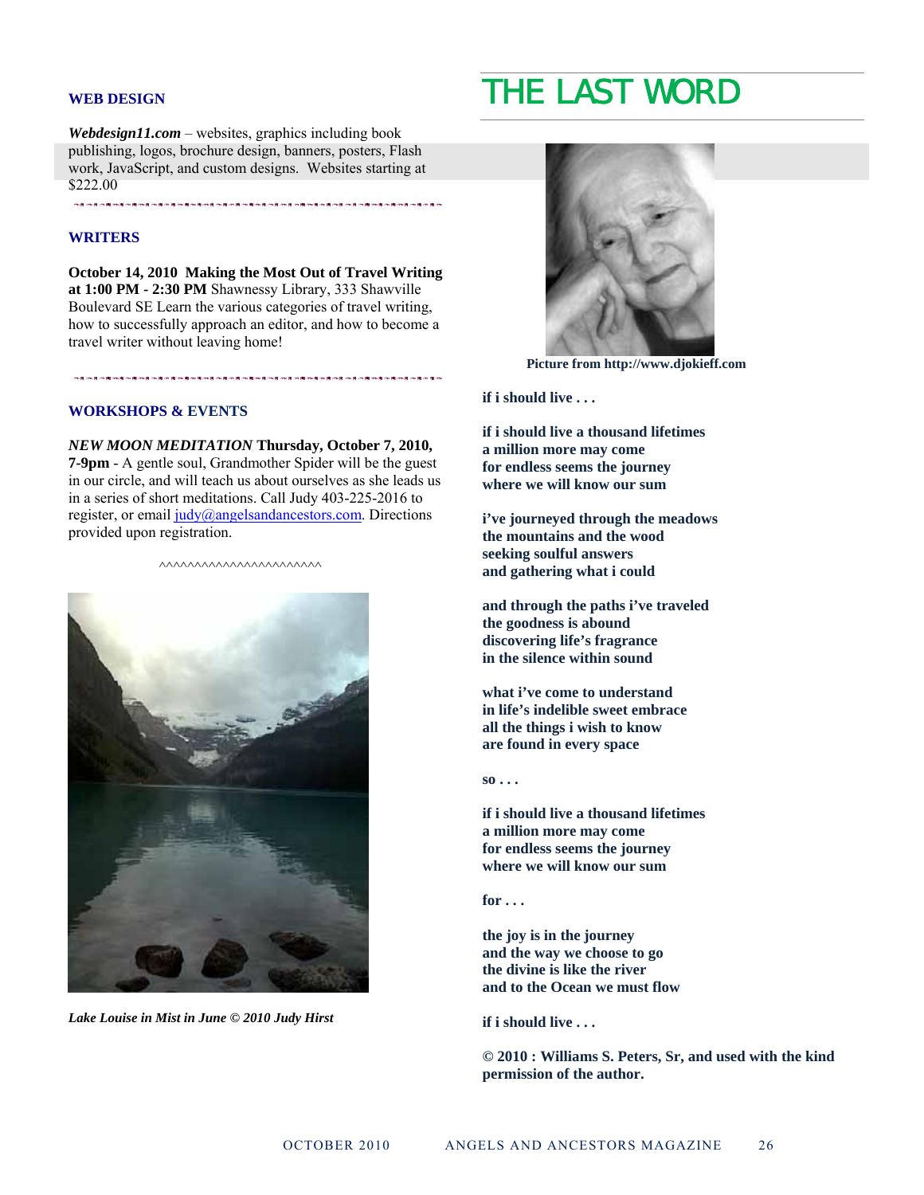### WEB DESIGN

***Webdesign11.com*** – websites, graphics including book publishing, logos, brochure design, banners, posters, Flash work, JavaScript, and custom designs. Websites starting at $222.00

### WRITERS

**October 14, 2010 Making the Most Out of Travel Writing at 1:00 PM - 2:30 PM** Shawnessy Library, 333 Shawville Boulevard SE Learn the various categories of travel writing, how to successfully approach an editor, and how to become a travel writer without leaving home!

### WORKSHOPS & EVENTS

***NEW MOON MEDITATION*** **Thursday, October 7, 2010, 7-9pm** - A gentle soul, Grandmother Spider will be the guest in our circle, and will teach us about ourselves as she leads us in a series of short meditations. Call Judy 403-225-2016 to register, or email judy@angelsandancestors.com. Directions provided upon registration.

^^^^^^^^^^^^^^^^^^^^^^^

***Lake Louise in Mist in June © 2010 Judy Hirst***

# THE LAST WORD

**Picture from http://www.djokieff.com**

**if i should live . . .**

**if i should live a thousand lifetimes**
**a million more may come**
**for endless seems the journey**
**where we will know our sum**

**i've journeyed through the meadows**
**the mountains and the wood**
**seeking soulful answers**
**and gathering what i could**

**and through the paths i've traveled**
**the goodness is abound**
**discovering life's fragrance**
**in the silence within sound**

**what i've come to understand**
**in life's indelible sweet embrace**
**all the things i wish to know**
**are found in every space**

**so . . .**

**if i should live a thousand lifetimes**
**a million more may come**
**for endless seems the journey**
**where we will know our sum**

**for . . .**

**the joy is in the journey**
**and the way we choose to go**
**the divine is like the river**
**and to the Ocean we must flow**

**if i should live . . .**

**© 2010 : Williams S. Peters, Sr, and used with the kind permission of the author.**